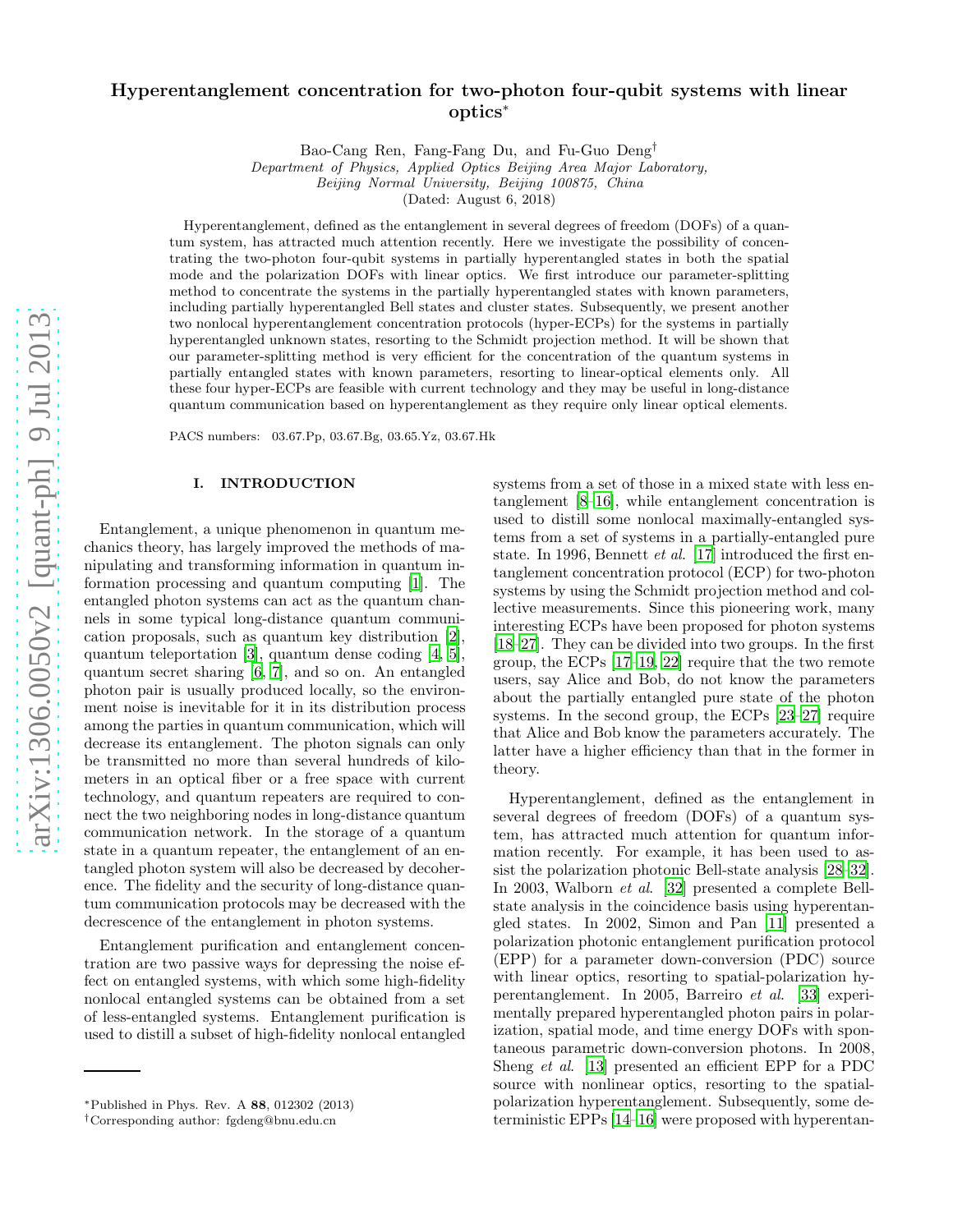# Hyperentanglement concentration for two-photon four-qubit systems with linear optics*

Bao-Cang Ren, Fang-Fang Du, and Fu-Guo Deng†

*Department of Physics, Applied Optics Beijing Area Major Laboratory, Beijing Normal University, Beijing 100875, China*

(Dated: August 6, 2018)

Hyperentanglement, defined as the entanglement in several degrees of freedom (DOFs) of a quantum system, has attracted much attention recently. Here we investigate the possibility of concentrating the two-photon four-qubit systems in partially hyperentangled states in both the spatial mode and the polarization DOFs with linear optics. We first introduce our parameter-splitting method to concentrate the systems in the partially hyperentangled states with known parameters, including partially hyperentangled Bell states and cluster states. Subsequently, we present another two nonlocal hyperentanglement concentration protocols (hyper-ECPs) for the systems in partially hyperentangled unknown states, resorting to the Schmidt projection method. It will be shown that our parameter-splitting method is very efficient for the concentration of the quantum systems in partially entangled states with known parameters, resorting to linear-optical elements only. All these four hyper-ECPs are feasible with current technology and they may be useful in long-distance quantum communication based on hyperentanglement as they require only linear optical elements.

PACS numbers: 03.67.Pp, 03.67.Bg, 03.65.Yz, 03.67.Hk

## I. INTRODUCTION

Entanglement, a unique phenomenon in quantum mechanics theory, has largely improved the methods of manipulating and transforming information in quantum information processing and quantum computing [1]. The entangled photon systems can act as the quantum channels in some typical long-distance quantum communication proposals, such as quantum key distribution [2], quantum teleportation [3], quantum dense coding [4, 5], quantum secret sharing [6, 7], and so on. An entangled photon pair is usually produced locally, so the environment noise is inevitable for it in its distribution process among the parties in quantum communication, which will decrease its entanglement. The photon signals can only be transmitted no more than several hundreds of kilometers in an optical fiber or a free space with current technology, and quantum repeaters are required to connect the two neighboring nodes in long-distance quantum communication network. In the storage of a quantum state in a quantum repeater, the entanglement of an entangled photon system will also be decreased by decoherence. The fidelity and the security of long-distance quantum communication protocols may be decreased with the decrescence of the entanglement in photon systems.

Entanglement purification and entanglement concentration are two passive ways for depressing the noise effect on entangled systems, with which some high-fidelity nonlocal entangled systems can be obtained from a set of less-entangled systems. Entanglement purification is used to distill a subset of high-fidelity nonlocal entangled systems from a set of those in a mixed state with less entanglement [8–16], while entanglement concentration is used to distill some nonlocal maximally-entangled systems from a set of systems in a partially-entangled pure state. In 1996, Bennett *et al*. [17] introduced the first entanglement concentration protocol (ECP) for two-photon systems by using the Schmidt projection method and collective measurements. Since this pioneering work, many interesting ECPs have been proposed for photon systems [18–27]. They can be divided into two groups. In the first group, the ECPs [17–19, 22] require that the two remote users, say Alice and Bob, do not know the parameters about the partially entangled pure state of the photon systems. In the second group, the ECPs [23–27] require that Alice and Bob know the parameters accurately. The latter have a higher efficiency than that in the former in theory.

Hyperentanglement, defined as the entanglement in several degrees of freedom (DOFs) of a quantum system, has attracted much attention for quantum information recently. For example, it has been used to assist the polarization photonic Bell-state analysis [28–32]. In 2003, Walborn *et al*. [32] presented a complete Bell-state analysis in the coincidence basis using hyperentangled states. In 2002, Simon and Pan [11] presented a polarization photonic entanglement purification protocol (EPP) for a parameter down-conversion (PDC) source with linear optics, resorting to spatial-polarization hyperentanglement. In 2005, Barreiro *et al*. [33] experimentally prepared hyperentangled photon pairs in polarization, spatial mode, and time energy DOFs with spontaneous parametric down-conversion photons. In 2008, Sheng *et al*. [13] presented an efficient EPP for a PDC source with nonlinear optics, resorting to the spatial-polarization hyperentanglement. Subsequently, some deterministic EPPs [14–16] were proposed with hyperentan-

*Published in Phys. Rev. A **88**, 012302 (2013)

†Corresponding author: fgdeng@bnu.edu.cn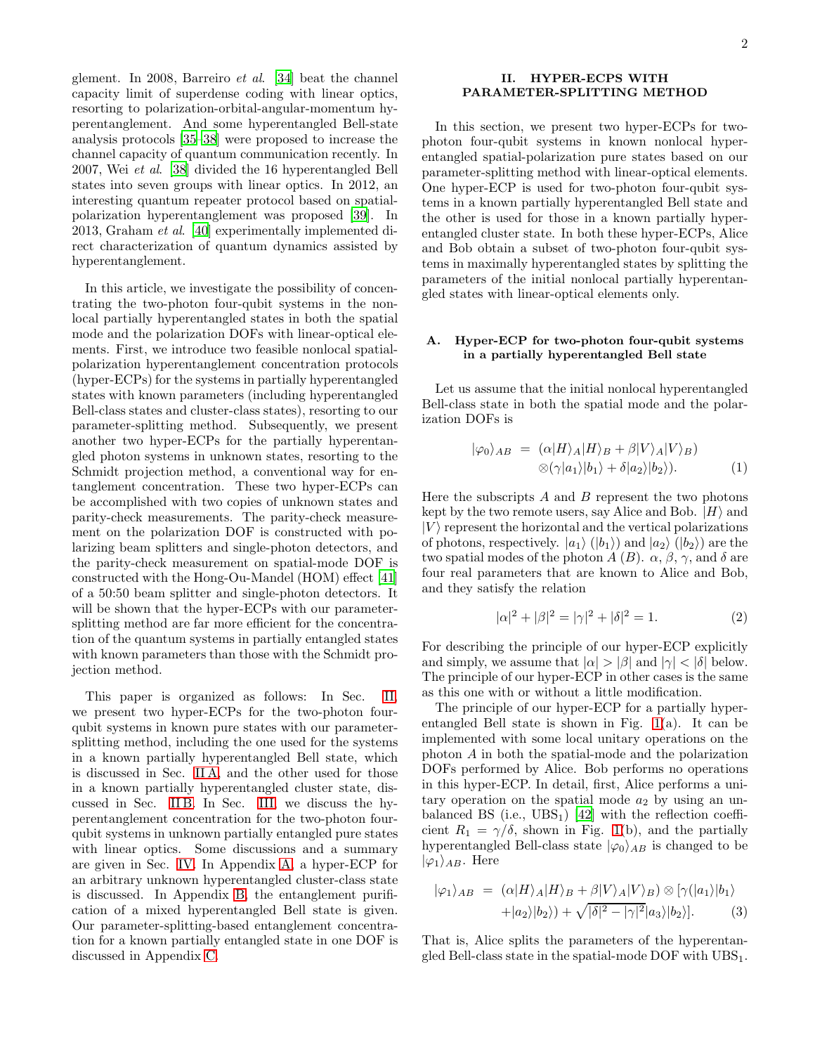glement. In 2008, Barreiro *et al*. [34] beat the channel capacity limit of superdense coding with linear optics, resorting to polarization-orbital-angular-momentum hyperentanglement. And some hyperentangled Bell-state analysis protocols [35–38] were proposed to increase the channel capacity of quantum communication recently. In 2007, Wei *et al*. [38] divided the 16 hyperentangled Bell states into seven groups with linear optics. In 2012, an interesting quantum repeater protocol based on spatial-polarization hyperentanglement was proposed [39]. In 2013, Graham *et al*. [40] experimentally implemented direct characterization of quantum dynamics assisted by hyperentanglement.

In this article, we investigate the possibility of concentrating the two-photon four-qubit systems in the nonlocal partially hyperentangled states in both the spatial mode and the polarization DOFs with linear-optical elements. First, we introduce two feasible nonlocal spatial-polarization hyperentanglement concentration protocols (hyper-ECPs) for the systems in partially hyperentangled states with known parameters (including hyperentangled Bell-class states and cluster-class states), resorting to our parameter-splitting method. Subsequently, we present another two hyper-ECPs for the partially hyperentangled photon systems in unknown states, resorting to the Schmidt projection method, a conventional way for entanglement concentration. These two hyper-ECPs can be accomplished with two copies of unknown states and parity-check measurements. The parity-check measurement on the polarization DOF is constructed with polarizing beam splitters and single-photon detectors, and the parity-check measurement on spatial-mode DOF is constructed with the Hong-Ou-Mandel (HOM) effect [41] of a 50:50 beam splitter and single-photon detectors. It will be shown that the hyper-ECPs with our parameter-splitting method are far more efficient for the concentration of the quantum systems in partially entangled states with known parameters than those with the Schmidt projection method.

This paper is organized as follows: In Sec. II, we present two hyper-ECPs for the two-photon four-qubit systems in known pure states with our parameter-splitting method, including the one used for the systems in a known partially hyperentangled Bell state, which is discussed in Sec. II A, and the other used for those in a known partially hyperentangled cluster state, discussed in Sec. II B. In Sec. III, we discuss the hyperentanglement concentration for the two-photon four-qubit systems in unknown partially entangled pure states with linear optics. Some discussions and a summary are given in Sec. IV. In Appendix A, a hyper-ECP for an arbitrary unknown hyperentangled cluster-class state is discussed. In Appendix B, the entanglement purification of a mixed hyperentangled Bell state is given. Our parameter-splitting-based entanglement concentration for a known partially entangled state in one DOF is discussed in Appendix C.

## II. HYPER-ECPS WITH PARAMETER-SPLITTING METHOD

In this section, we present two hyper-ECPs for two-photon four-qubit systems in known nonlocal hyperentangled spatial-polarization pure states based on our parameter-splitting method with linear-optical elements. One hyper-ECP is used for two-photon four-qubit systems in a known partially hyperentangled Bell state and the other is used for those in a known partially hyperentangled cluster state. In both these hyper-ECPs, Alice and Bob obtain a subset of two-photon four-qubit systems in maximally hyperentangled states by splitting the parameters of the initial nonlocal partially hyperentangled states with linear-optical elements only.

### A. Hyper-ECP for two-photon four-qubit systems in a partially hyperentangled Bell state

Let us assume that the initial nonlocal hyperentangled Bell-class state in both the spatial mode and the polarization DOFs is

$$|\varphi_0\rangle_{AB} = (\alpha|H\rangle_A|H\rangle_B + \beta|V\rangle_A|V\rangle_B) \otimes(\gamma|a_1\rangle|b_1\rangle + \delta|a_2\rangle|b_2\rangle). \quad (1)$$

Here the subscripts $A$ and $B$ represent the two photons kept by the two remote users, say Alice and Bob. $|H\rangle$ and $|V\rangle$ represent the horizontal and the vertical polarizations of photons, respectively. $|a_1\rangle$ ($|b_1\rangle$) and $|a_2\rangle$ ($|b_2\rangle$) are the two spatial modes of the photon $A$ ($B$). $\alpha$, $\beta$, $\gamma$, and $\delta$ are four real parameters that are known to Alice and Bob, and they satisfy the relation

$$|\alpha|^2 + |\beta|^2 = |\gamma|^2 + |\delta|^2 = 1. \quad (2)$$

For describing the principle of our hyper-ECP explicitly and simply, we assume that $|\alpha| > |\beta|$ and $|\gamma| < |\delta|$ below. The principle of our hyper-ECP in other cases is the same as this one with or without a little modification.

The principle of our hyper-ECP for a partially hyperentangled Bell state is shown in Fig. 1(a). It can be implemented with some local unitary operations on the photon $A$ in both the spatial-mode and the polarization DOFs performed by Alice. Bob performs no operations in this hyper-ECP. In detail, first, Alice performs a unitary operation on the spatial mode $a_2$ by using an unbalanced BS (i.e., $UBS_1$) [42] with the reflection coefficient $R_1 = \gamma/\delta$, shown in Fig. 1(b), and the partially hyperentangled Bell-class state $|\varphi_0\rangle_{AB}$ is changed to be $|\varphi_1\rangle_{AB}$. Here

$$|\varphi_1\rangle_{AB} = (\alpha|H\rangle_A|H\rangle_B + \beta|V\rangle_A|V\rangle_B) \otimes [\gamma(|a_1\rangle|b_1\rangle + |a_2\rangle|b_2\rangle) + \sqrt{|\delta|^2 - |\gamma|^2}|a_3\rangle|b_2\rangle]. \quad (3)$$

That is, Alice splits the parameters of the hyperentangled Bell-class state in the spatial-mode DOF with $UBS_1$.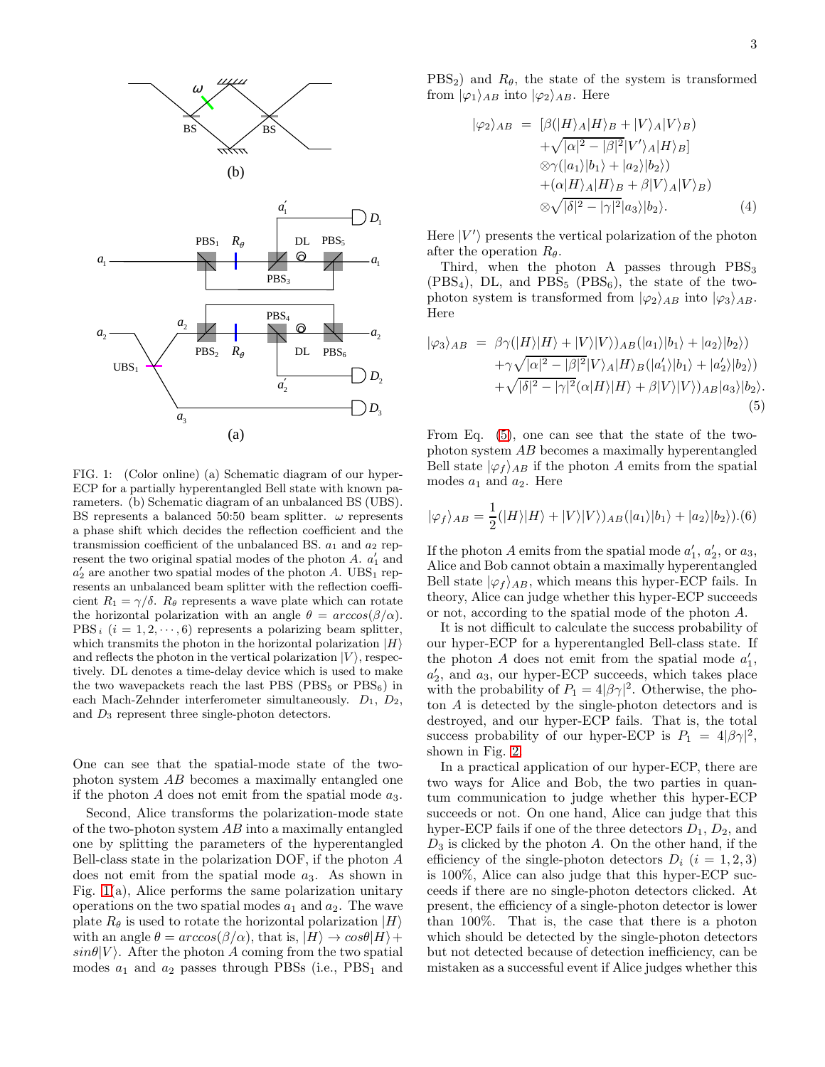FIG. 1: (Color online) (a) Schematic diagram of our hyper-ECP for a partially hyperentangled Bell state with known parameters. (b) Schematic diagram of an unbalanced BS (UBS). BS represents a balanced 50:50 beam splitter. $\omega$ represents a phase shift which decides the reflection coefficient and the transmission coefficient of the unbalanced BS. $a_1$ and $a_2$ represent the two original spatial modes of the photon $A$. $a_1'$ and $a_2'$ are another two spatial modes of the photon $A$. UBS$_1$ represents an unbalanced beam splitter with the reflection coefficient $R_1 = \gamma/\delta$. $R_\theta$ represents a wave plate which can rotate the horizontal polarization with an angle $\theta = arccos(\beta/\alpha)$. PBS$_i$ ($i = 1, 2, \cdots, 6$) represents a polarizing beam splitter, which transmits the photon in the horizontal polarization $|H\rangle$ and reflects the photon in the vertical polarization $|V\rangle$, respectively. DL denotes a time-delay device which is used to make the two wavepackets reach the last PBS (PBS$_5$ or PBS$_6$) in each Mach-Zehnder interferometer simultaneously. $D_1$, $D_2$, and $D_3$ represent three single-photon detectors.

One can see that the spatial-mode state of the two-photon system $AB$ becomes a maximally entangled one if the photon $A$ does not emit from the spatial mode $a_3$.

Second, Alice transforms the polarization-mode state of the two-photon system $AB$ into a maximally entangled one by splitting the parameters of the hyperentangled Bell-class state in the polarization DOF, if the photon $A$ does not emit from the spatial mode $a_3$. As shown in Fig. 1(a), Alice performs the same polarization unitary operations on the two spatial modes $a_1$ and $a_2$. The wave plate $R_\theta$ is used to rotate the horizontal polarization $|H\rangle$ with an angle $\theta = arccos(\beta/\alpha)$, that is, $|H\rangle \to cos\theta|H\rangle + sin\theta|V\rangle$. After the photon $A$ coming from the two spatial modes $a_1$ and $a_2$ passes through PBSs (i.e., PBS$_1$ and PBS$_2$) and $R_\theta$, the state of the system is transformed from $|\varphi_1\rangle_{AB}$ into $|\varphi_2\rangle_{AB}$. Here

$$
\begin{aligned}
|\varphi_2\rangle_{AB} \;=\; & [\beta(|H\rangle_A|H\rangle_B + |V\rangle_A|V\rangle_B) \\
& + \sqrt{|\alpha|^2 - |\beta|^2}|V'\rangle_A|H\rangle_B] \\
& \otimes\gamma(|a_1\rangle|b_1\rangle + |a_2\rangle|b_2\rangle) \\
& + (\alpha|H\rangle_A|H\rangle_B + \beta|V\rangle_A|V\rangle_B) \\
& \otimes\sqrt{|\delta|^2 - |\gamma|^2}|a_3\rangle|b_2\rangle. \qquad (4)
\end{aligned}
$$

Here $|V'\rangle$ presents the vertical polarization of the photon after the operation $R_\theta$.

Third, when the photon A passes through PBS$_3$ (PBS$_4$), DL, and PBS$_5$ (PBS$_6$), the state of the two-photon system is transformed from $|\varphi_2\rangle_{AB}$ into $|\varphi_3\rangle_{AB}$. Here

$$
\begin{aligned}
|\varphi_3\rangle_{AB} \;=\; & \beta\gamma(|H\rangle|H\rangle + |V\rangle|V\rangle)_{AB}(|a_1\rangle|b_1\rangle + |a_2\rangle|b_2\rangle) \\
& + \gamma\sqrt{|\alpha|^2 - |\beta|^2}|V\rangle_A|H\rangle_B(|a_1'\rangle|b_1\rangle + |a_2'\rangle|b_2\rangle) \\
& + \sqrt{|\delta|^2 - |\gamma|^2}(\alpha|H\rangle|H\rangle + \beta|V\rangle|V\rangle)_{AB}|a_3\rangle|b_2\rangle. \qquad (5)
\end{aligned}
$$

From Eq. (5), one can see that the state of the two-photon system $AB$ becomes a maximally hyperentangled Bell state $|\varphi_f\rangle_{AB}$ if the photon $A$ emits from the spatial modes $a_1$ and $a_2$. Here

$$
|\varphi_f\rangle_{AB} = \frac{1}{2}(|H\rangle|H\rangle + |V\rangle|V\rangle)_{AB}(|a_1\rangle|b_1\rangle + |a_2\rangle|b_2\rangle). \qquad (6)
$$

If the photon $A$ emits from the spatial mode $a_1'$, $a_2'$, or $a_3$, Alice and Bob cannot obtain a maximally hyperentangled Bell state $|\varphi_f\rangle_{AB}$, which means this hyper-ECP fails. In theory, Alice can judge whether this hyper-ECP succeeds or not, according to the spatial mode of the photon $A$.

It is not difficult to calculate the success probability of our hyper-ECP for a hyperentangled Bell-class state. If the photon $A$ does not emit from the spatial mode $a_1'$, $a_2'$, and $a_3$, our hyper-ECP succeeds, which takes place with the probability of $P_1 = 4|\beta\gamma|^2$. Otherwise, the photon $A$ is detected by the single-photon detectors and is destroyed, and our hyper-ECP fails. That is, the total success probability of our hyper-ECP is $P_1 = 4|\beta\gamma|^2$, shown in Fig. 2.

In a practical application of our hyper-ECP, there are two ways for Alice and Bob, the two parties in quantum communication to judge whether this hyper-ECP succeeds or not. On one hand, Alice can judge that this hyper-ECP fails if one of the three detectors $D_1$, $D_2$, and $D_3$ is clicked by the photon $A$. On the other hand, if the efficiency of the single-photon detectors $D_i$ ($i = 1, 2, 3$) is 100%, Alice can also judge that this hyper-ECP succeeds if there are no single-photon detectors clicked. At present, the efficiency of a single-photon detector is lower than 100%. That is, the case that there is a photon which should be detected by the single-photon detectors but not detected because of detection inefficiency, can be mistaken as a successful event if Alice judges whether this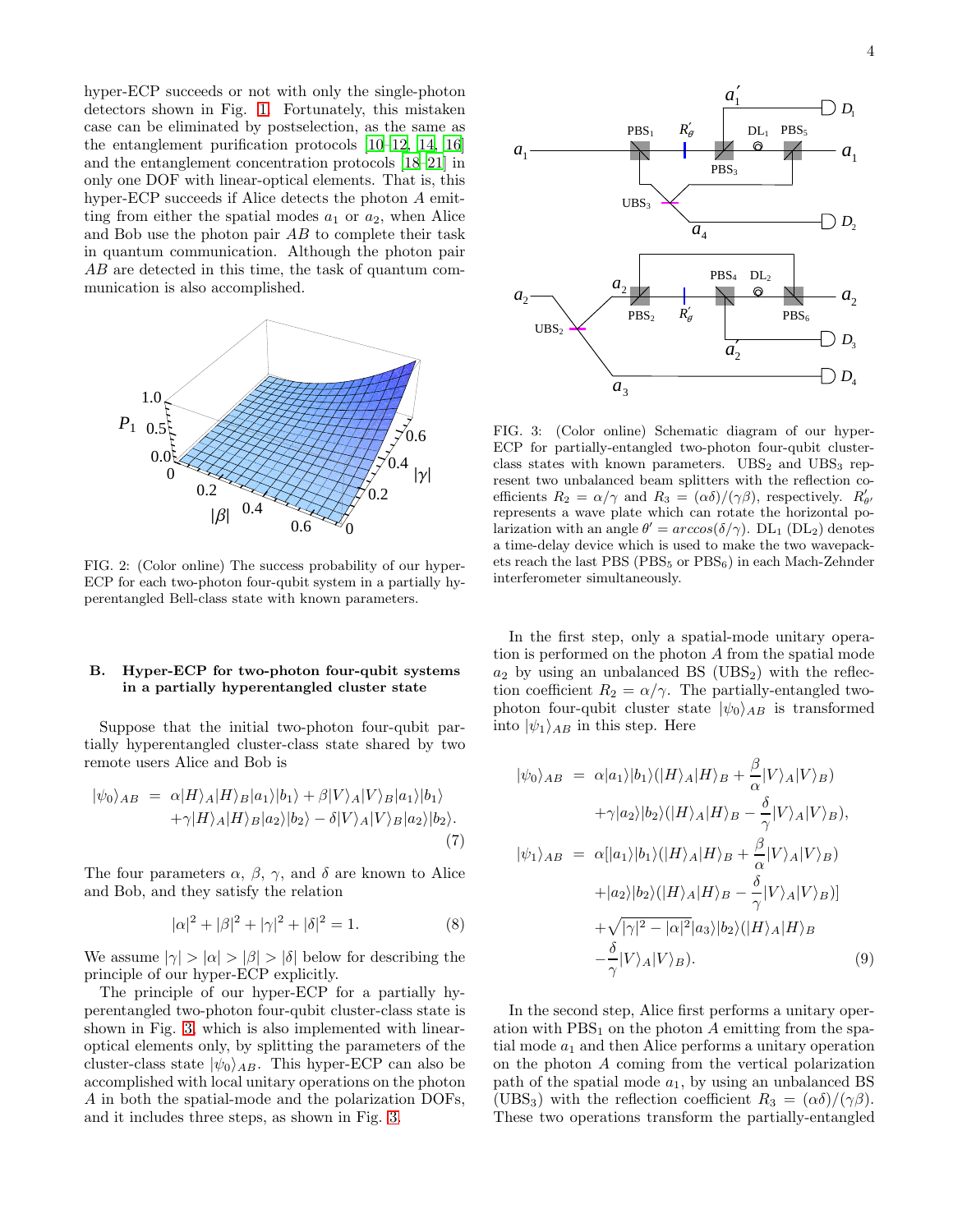hyper-ECP succeeds or not with only the single-photon detectors shown in Fig. 1. Fortunately, this mistaken case can be eliminated by postselection, as the same as the entanglement purification protocols [10–12, 14, 16] and the entanglement concentration protocols [18–21] in only one DOF with linear-optical elements. That is, this hyper-ECP succeeds if Alice detects the photon $A$ emitting from either the spatial modes $a_1$ or $a_2$, when Alice and Bob use the photon pair $AB$ to complete their task in quantum communication. Although the photon pair $AB$ are detected in this time, the task of quantum communication is also accomplished.

FIG. 2: (Color online) The success probability of our hyper-ECP for each two-photon four-qubit system in a partially hyperentangled Bell-class state with known parameters.

### B. Hyper-ECP for two-photon four-qubit systems in a partially hyperentangled cluster state

Suppose that the initial two-photon four-qubit partially hyperentangled cluster-class state shared by two remote users Alice and Bob is

$$
\begin{aligned}
|\psi_0\rangle_{AB} \;=\; & \alpha|H\rangle_A|H\rangle_B|a_1\rangle|b_1\rangle + \beta|V\rangle_A|V\rangle_B|a_1\rangle|b_1\rangle \\
& + \gamma|H\rangle_A|H\rangle_B|a_2\rangle|b_2\rangle - \delta|V\rangle_A|V\rangle_B|a_2\rangle|b_2\rangle.
\end{aligned} \tag{7}
$$

The four parameters $\alpha$, $\beta$, $\gamma$, and $\delta$ are known to Alice and Bob, and they satisfy the relation

$$
|\alpha|^2 + |\beta|^2 + |\gamma|^2 + |\delta|^2 = 1. \tag{8}
$$

We assume $|\gamma| > |\alpha| > |\beta| > |\delta|$ below for describing the principle of our hyper-ECP explicitly.

The principle of our hyper-ECP for a partially hyperentangled two-photon four-qubit cluster-class state is shown in Fig. 3, which is also implemented with linear-optical elements only, by splitting the parameters of the cluster-class state $|\psi_0\rangle_{AB}$. This hyper-ECP can also be accomplished with local unitary operations on the photon $A$ in both the spatial-mode and the polarization DOFs, and it includes three steps, as shown in Fig. 3.

FIG. 3: (Color online) Schematic diagram of our hyper-ECP for partially-entangled two-photon four-qubit cluster-class states with known parameters. $\text{UBS}_2$ and $\text{UBS}_3$ represent two unbalanced beam splitters with the reflection coefficients $R_2 = \alpha/\gamma$ and $R_3 = (\alpha\delta)/(\gamma\beta)$, respectively. $R'_{\theta'}$ represents a wave plate which can rotate the horizontal polarization with an angle $\theta' = \arccos(\delta/\gamma)$. $\text{DL}_1$ ($\text{DL}_2$) denotes a time-delay device which is used to make the two wavepackets reach the last PBS ($\text{PBS}_5$ or $\text{PBS}_6$) in each Mach-Zehnder interferometer simultaneously.

In the first step, only a spatial-mode unitary operation is performed on the photon $A$ from the spatial mode $a_2$ by using an unbalanced BS ($\text{UBS}_2$) with the reflection coefficient $R_2 = \alpha/\gamma$. The partially-entangled two-photon four-qubit cluster state $|\psi_0\rangle_{AB}$ is transformed into $|\psi_1\rangle_{AB}$ in this step. Here

$$
\begin{aligned}
|\psi_0\rangle_{AB} \;=\; & \alpha|a_1\rangle|b_1\rangle(|H\rangle_A|H\rangle_B + \frac{\beta}{\alpha}|V\rangle_A|V\rangle_B) \\
& + \gamma|a_2\rangle|b_2\rangle(|H\rangle_A|H\rangle_B - \frac{\delta}{\gamma}|V\rangle_A|V\rangle_B), \\
|\psi_1\rangle_{AB} \;=\; & \alpha[|a_1\rangle|b_1\rangle(|H\rangle_A|H\rangle_B + \frac{\beta}{\alpha}|V\rangle_A|V\rangle_B) \\
& + |a_2\rangle|b_2\rangle(|H\rangle_A|H\rangle_B - \frac{\delta}{\gamma}|V\rangle_A|V\rangle_B)] \\
& + \sqrt{|\gamma|^2 - |\alpha|^2}|a_3\rangle|b_2\rangle(|H\rangle_A|H\rangle_B \\
& - \frac{\delta}{\gamma}|V\rangle_A|V\rangle_B).
\end{aligned} \tag{9}
$$

In the second step, Alice first performs a unitary operation with $\text{PBS}_1$ on the photon $A$ emitting from the spatial mode $a_1$ and then Alice performs a unitary operation on the photon $A$ coming from the vertical polarization path of the spatial mode $a_1$, by using an unbalanced BS ($\text{UBS}_3$) with the reflection coefficient $R_3 = (\alpha\delta)/(\gamma\beta)$. These two operations transform the partially-entangled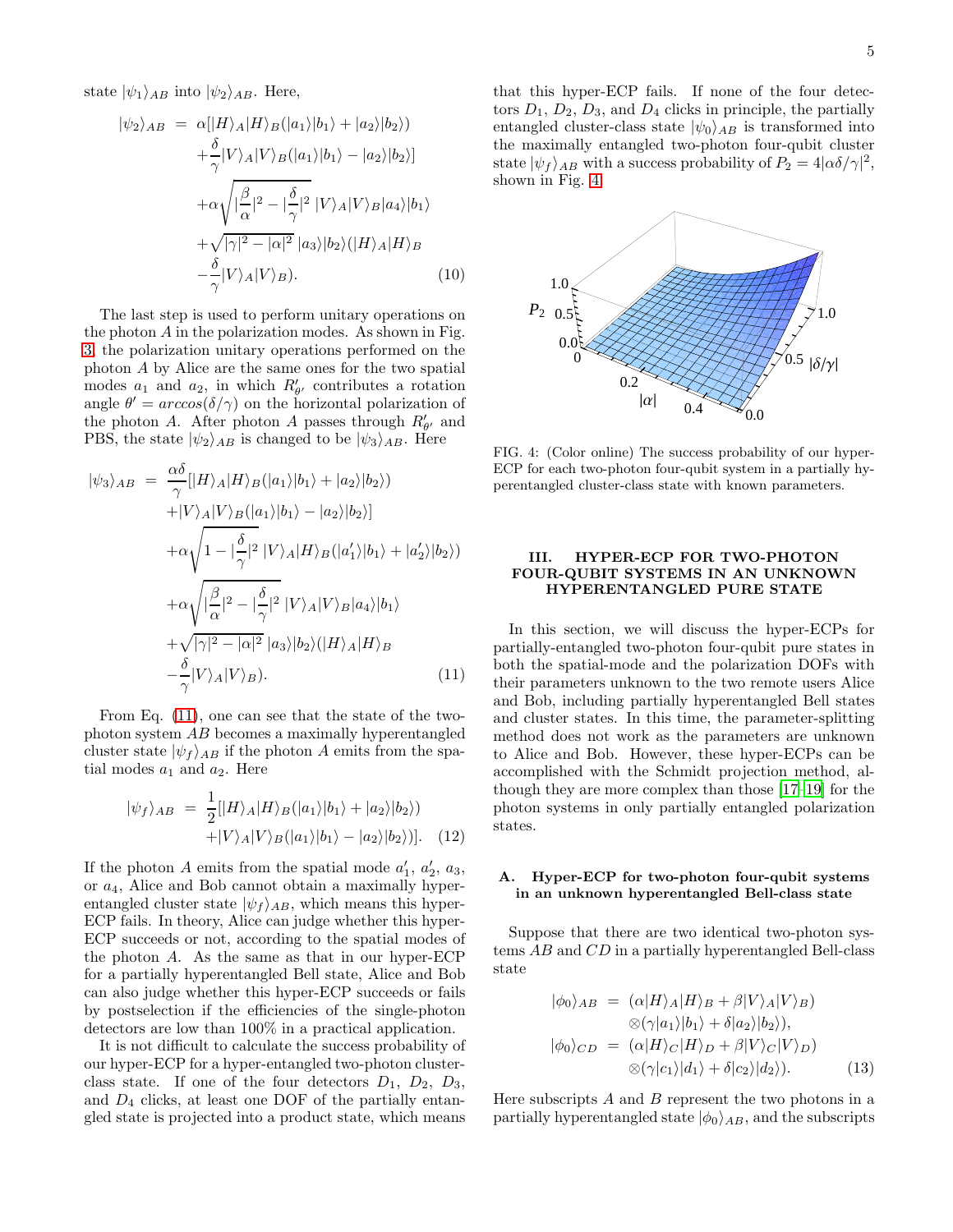state $|\psi_1\rangle_{AB}$ into $|\psi_2\rangle_{AB}$. Here,

$$
\begin{aligned}
|\psi_2\rangle_{AB} \;=\;& \alpha[|H\rangle_A|H\rangle_B(|a_1\rangle|b_1\rangle + |a_2\rangle|b_2\rangle) \\
&+\frac{\delta}{\gamma}|V\rangle_A|V\rangle_B(|a_1\rangle|b_1\rangle - |a_2\rangle|b_2\rangle] \\
&+\alpha\sqrt{|\frac{\beta}{\alpha}|^2 - |\frac{\delta}{\gamma}|^2}\;|V\rangle_A|V\rangle_B|a_4\rangle|b_1\rangle \\
&+\sqrt{|\gamma|^2 - |\alpha|^2}\;|a_3\rangle|b_2\rangle(|H\rangle_A|H\rangle_B \\
&-\frac{\delta}{\gamma}|V\rangle_A|V\rangle_B).
\end{aligned}
\tag{10}
$$

The last step is used to perform unitary operations on the photon $A$ in the polarization modes. As shown in Fig. 3, the polarization unitary operations performed on the photon $A$ by Alice are the same ones for the two spatial modes $a_1$ and $a_2$, in which $R'_{\theta'}$ contributes a rotation angle $\theta' = arccos(\delta/\gamma)$ on the horizontal polarization of the photon $A$. After photon $A$ passes through $R'_{\theta'}$ and PBS, the state $|\psi_2\rangle_{AB}$ is changed to be $|\psi_3\rangle_{AB}$. Here

$$
\begin{aligned}
|\psi_3\rangle_{AB} \;=\;& \frac{\alpha\delta}{\gamma}[|H\rangle_A|H\rangle_B(|a_1\rangle|b_1\rangle + |a_2\rangle|b_2\rangle) \\
&+|V\rangle_A|V\rangle_B(|a_1\rangle|b_1\rangle - |a_2\rangle|b_2\rangle] \\
&+\alpha\sqrt{1 - |\frac{\delta}{\gamma}|^2}\;|V\rangle_A|H\rangle_B(|a'_1\rangle|b_1\rangle + |a'_2\rangle|b_2\rangle) \\
&+\alpha\sqrt{|\frac{\beta}{\alpha}|^2 - |\frac{\delta}{\gamma}|^2}\;|V\rangle_A|V\rangle_B|a_4\rangle|b_1\rangle \\
&+\sqrt{|\gamma|^2 - |\alpha|^2}\;|a_3\rangle|b_2\rangle(|H\rangle_A|H\rangle_B \\
&-\frac{\delta}{\gamma}|V\rangle_A|V\rangle_B).
\end{aligned}
\tag{11}
$$

From Eq. (11), one can see that the state of the two-photon system $AB$ becomes a maximally hyperentangled cluster state $|\psi_f\rangle_{AB}$ if the photon $A$ emits from the spatial modes $a_1$ and $a_2$. Here

$$
\begin{aligned}
|\psi_f\rangle_{AB} \;=\;& \frac{1}{2}[|H\rangle_A|H\rangle_B(|a_1\rangle|b_1\rangle + |a_2\rangle|b_2\rangle) \\
&+|V\rangle_A|V\rangle_B(|a_1\rangle|b_1\rangle - |a_2\rangle|b_2\rangle)].
\end{aligned}
\tag{12}
$$

If the photon $A$ emits from the spatial mode $a'_1$, $a'_2$, $a_3$, or $a_4$, Alice and Bob cannot obtain a maximally hyperentangled cluster state $|\psi_f\rangle_{AB}$, which means this hyper-ECP fails. In theory, Alice can judge whether this hyper-ECP succeeds or not, according to the spatial modes of the photon $A$. As the same as that in our hyper-ECP for a partially hyperentangled Bell state, Alice and Bob can also judge whether this hyper-ECP succeeds or fails by postselection if the efficiencies of the single-photon detectors are low than 100% in a practical application.

It is not difficult to calculate the success probability of our hyper-ECP for a hyper-entangled two-photon cluster-class state. If one of the four detectors $D_1$, $D_2$, $D_3$, and $D_4$ clicks, at least one DOF of the partially entangled state is projected into a product state, which means that this hyper-ECP fails. If none of the four detectors $D_1$, $D_2$, $D_3$, and $D_4$ clicks in principle, the partially entangled cluster-class state $|\psi_0\rangle_{AB}$ is transformed into the maximally entangled two-photon four-qubit cluster state $|\psi_f\rangle_{AB}$ with a success probability of $P_2 = 4|\alpha\delta/\gamma|^2$, shown in Fig. 4.

FIG. 4: (Color online) The success probability of our hyper-ECP for each two-photon four-qubit system in a partially hyperentangled cluster-class state with known parameters.

## III. HYPER-ECP FOR TWO-PHOTON FOUR-QUBIT SYSTEMS IN AN UNKNOWN HYPERENTANGLED PURE STATE

In this section, we will discuss the hyper-ECPs for partially-entangled two-photon four-qubit pure states in both the spatial-mode and the polarization DOFs with their parameters unknown to the two remote users Alice and Bob, including partially hyperentangled Bell states and cluster states. In this time, the parameter-splitting method does not work as the parameters are unknown to Alice and Bob. However, these hyper-ECPs can be accomplished with the Schmidt projection method, although they are more complex than those [17–19] for the photon systems in only partially entangled polarization states.

### A. Hyper-ECP for two-photon four-qubit systems in an unknown hyperentangled Bell-class state

Suppose that there are two identical two-photon systems $AB$ and $CD$ in a partially hyperentangled Bell-class state

$$
\begin{aligned}
|\phi_0\rangle_{AB} \;=\;& (\alpha|H\rangle_A|H\rangle_B + \beta|V\rangle_A|V\rangle_B) \\
&\otimes(\gamma|a_1\rangle|b_1\rangle + \delta|a_2\rangle|b_2\rangle), \\
|\phi_0\rangle_{CD} \;=\;& (\alpha|H\rangle_C|H\rangle_D + \beta|V\rangle_C|V\rangle_D) \\
&\otimes(\gamma|c_1\rangle|d_1\rangle + \delta|c_2\rangle|d_2\rangle).
\end{aligned}
\tag{13}
$$

Here subscripts $A$ and $B$ represent the two photons in a partially hyperentangled state $|\phi_0\rangle_{AB}$, and the subscripts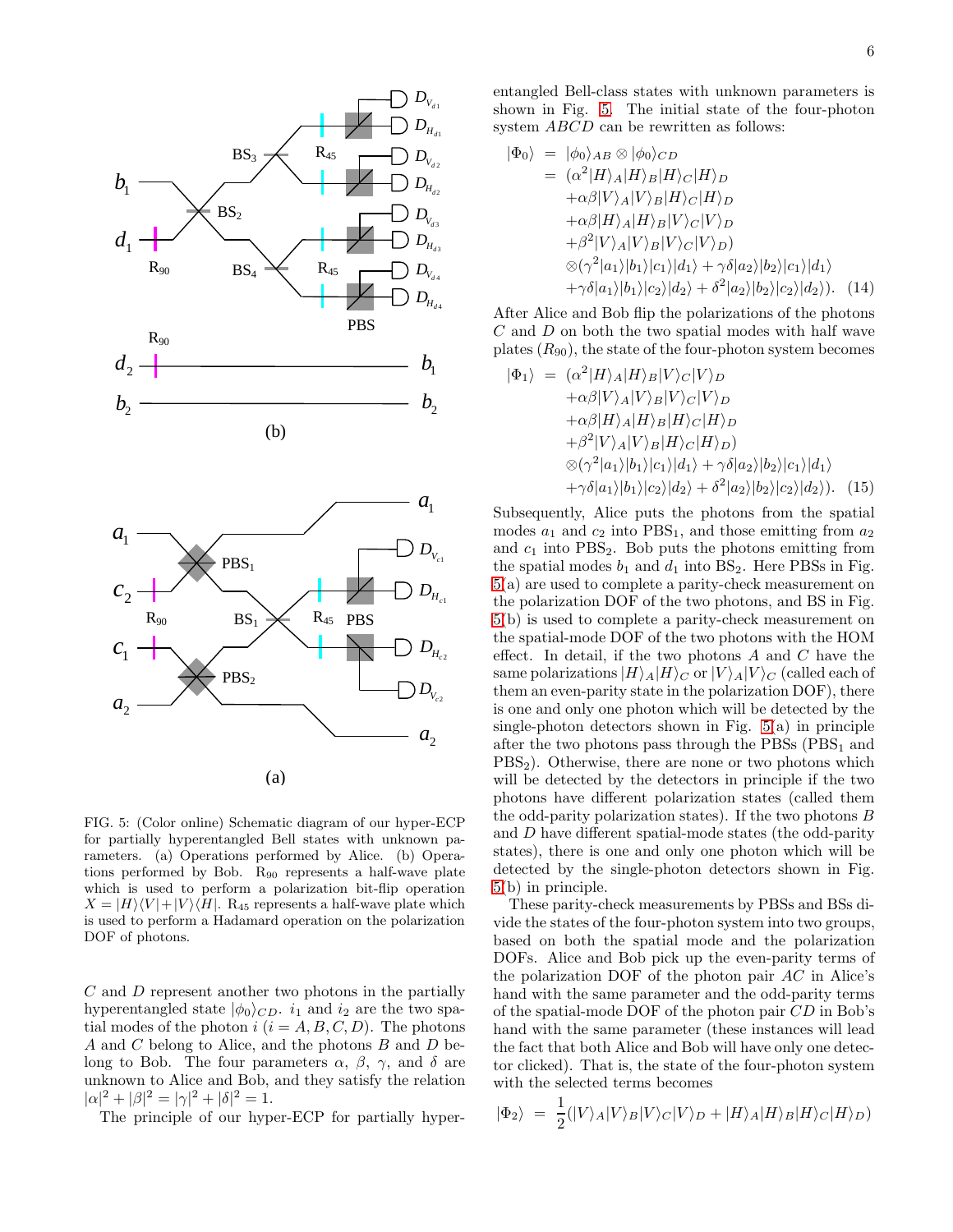FIG. 5: (Color online) Schematic diagram of our hyper-ECP for partially hyperentangled Bell states with unknown parameters. (a) Operations performed by Alice. (b) Operations performed by Bob. $R_{90}$ represents a half-wave plate which is used to perform a polarization bit-flip operation $X = |H\rangle\langle V| + |V\rangle\langle H|$. $R_{45}$ represents a half-wave plate which is used to perform a Hadamard operation on the polarization DOF of photons.

$C$ and $D$ represent another two photons in the partially hyperentangled state $|\phi_0\rangle_{CD}$. $i_1$ and $i_2$ are the two spatial modes of the photon $i$ ($i = A, B, C, D$). The photons $A$ and $C$ belong to Alice, and the photons $B$ and $D$ belong to Bob. The four parameters $\alpha$, $\beta$, $\gamma$, and $\delta$ are unknown to Alice and Bob, and they satisfy the relation $|\alpha|^2 + |\beta|^2 = |\gamma|^2 + |\delta|^2 = 1$.

The principle of our hyper-ECP for partially hyperentangled Bell-class states with unknown parameters is shown in Fig. 5. The initial state of the four-photon system $ABCD$ can be rewritten as follows:

$$
\begin{aligned}
|\Phi_0\rangle &= |\phi_0\rangle_{AB} \otimes |\phi_0\rangle_{CD} \\
&= (\alpha^2 |H\rangle_A |H\rangle_B |H\rangle_C |H\rangle_D \\
&\quad + \alpha\beta |V\rangle_A |V\rangle_B |H\rangle_C |H\rangle_D \\
&\quad + \alpha\beta |H\rangle_A |H\rangle_B |V\rangle_C |V\rangle_D \\
&\quad + \beta^2 |V\rangle_A |V\rangle_B |V\rangle_C |V\rangle_D) \\
&\quad \otimes (\gamma^2 |a_1\rangle |b_1\rangle |c_1\rangle |d_1\rangle + \gamma\delta |a_2\rangle |b_2\rangle |c_1\rangle |d_1\rangle \\
&\quad + \gamma\delta |a_1\rangle |b_1\rangle |c_2\rangle |d_2\rangle + \delta^2 |a_2\rangle |b_2\rangle |c_2\rangle |d_2\rangle). \quad (14)
\end{aligned}
$$

After Alice and Bob flip the polarizations of the photons $C$ and $D$ on both the two spatial modes with half wave plates ($R_{90}$), the state of the four-photon system becomes

$$
\begin{aligned}
|\Phi_1\rangle &= (\alpha^2 |H\rangle_A |H\rangle_B |V\rangle_C |V\rangle_D \\
&\quad + \alpha\beta |V\rangle_A |V\rangle_B |V\rangle_C |V\rangle_D \\
&\quad + \alpha\beta |H\rangle_A |H\rangle_B |H\rangle_C |H\rangle_D \\
&\quad + \beta^2 |V\rangle_A |V\rangle_B |H\rangle_C |H\rangle_D) \\
&\quad \otimes (\gamma^2 |a_1\rangle |b_1\rangle |c_1\rangle |d_1\rangle + \gamma\delta |a_2\rangle |b_2\rangle |c_1\rangle |d_1\rangle \\
&\quad + \gamma\delta |a_1\rangle |b_1\rangle |c_2\rangle |d_2\rangle + \delta^2 |a_2\rangle |b_2\rangle |c_2\rangle |d_2\rangle). \quad (15)
\end{aligned}
$$

Subsequently, Alice puts the photons from the spatial modes $a_1$ and $c_2$ into $PBS_1$, and those emitting from $a_2$ and $c_1$ into $PBS_2$. Bob puts the photons emitting from the spatial modes $b_1$ and $d_1$ into $BS_2$. Here PBSs in Fig. 5(a) are used to complete a parity-check measurement on the polarization DOF of the two photons, and BS in Fig. 5(b) is used to complete a parity-check measurement on the spatial-mode DOF of the two photons with the HOM effect. In detail, if the two photons $A$ and $C$ have the same polarizations $|H\rangle_A |H\rangle_C$ or $|V\rangle_A |V\rangle_C$ (called each of them an even-parity state in the polarization DOF), there is one and only one photon which will be detected by the single-photon detectors shown in Fig. 5(a) in principle after the two photons pass through the PBSs ($PBS_1$ and $PBS_2$). Otherwise, there are none or two photons which will be detected by the detectors in principle if the two photons have different polarization states (called them the odd-parity polarization states). If the two photons $B$ and $D$ have different spatial-mode states (the odd-parity states), there is one and only one photon which will be detected by the single-photon detectors shown in Fig. 5(b) in principle.

These parity-check measurements by PBSs and BSs divide the states of the four-photon system into two groups, based on both the spatial mode and the polarization DOFs. Alice and Bob pick up the even-parity terms of the polarization DOF of the photon pair $AC$ in Alice's hand with the same parameter and the odd-parity terms of the spatial-mode DOF of the photon pair $CD$ in Bob's hand with the same parameter (these instances will lead the fact that both Alice and Bob will have only one detector clicked). That is, the state of the four-photon system with the selected terms becomes

$$
|\Phi_2\rangle = \frac{1}{2}(|V\rangle_A |V\rangle_B |V\rangle_C |V\rangle_D + |H\rangle_A |H\rangle_B |H\rangle_C |H\rangle_D)
$$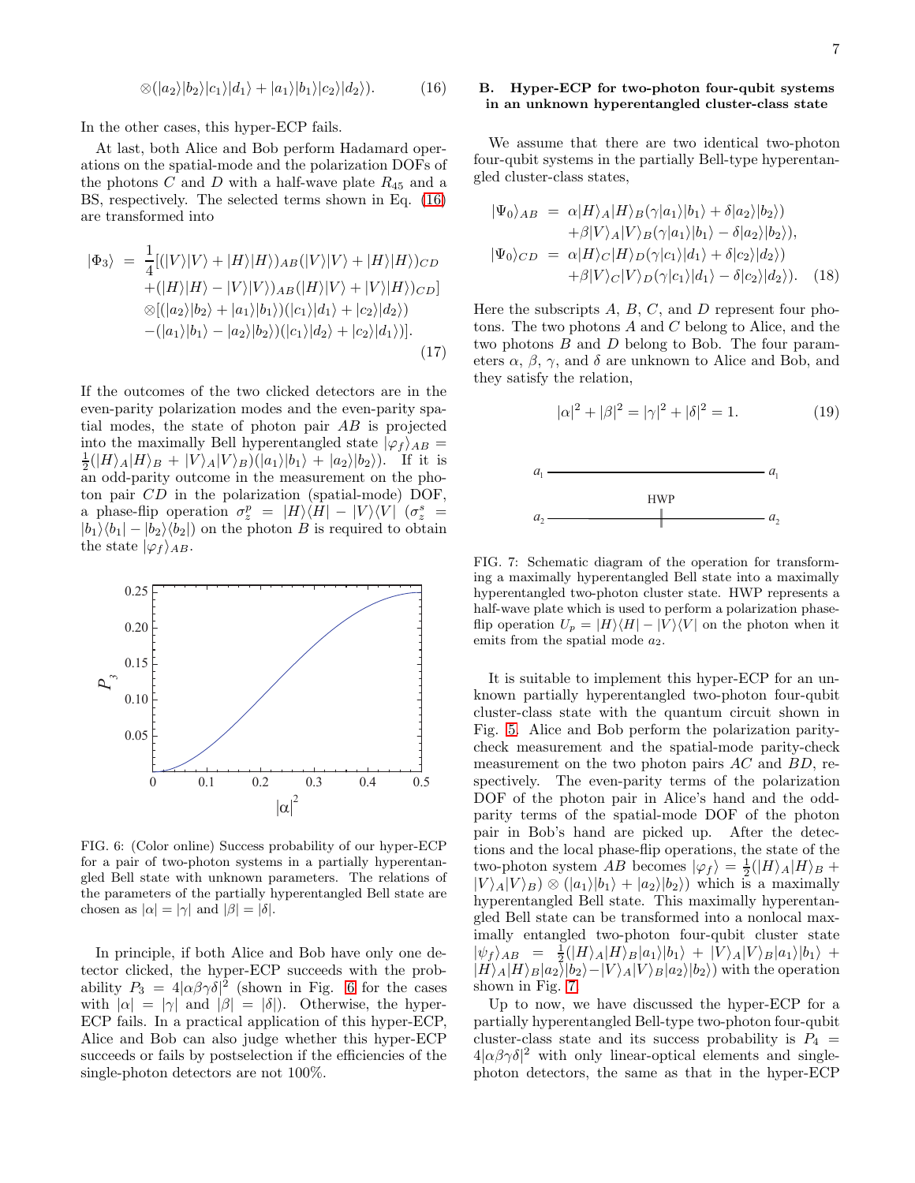$$
\otimes(|a_2\rangle|b_2\rangle|c_1\rangle|d_1\rangle + |a_1\rangle|b_1\rangle|c_2\rangle|d_2\rangle). \tag{16}
$$

In the other cases, this hyper-ECP fails.

At last, both Alice and Bob perform Hadamard operations on the spatial-mode and the polarization DOFs of the photons $C$ and $D$ with a half-wave plate $R_{45}$ and a BS, respectively. The selected terms shown in Eq. (16) are transformed into

$$
\begin{aligned}
|\Phi_3\rangle \;=\; & \frac{1}{4}[(|V\rangle|V\rangle + |H\rangle|H\rangle)_{AB}(|V\rangle|V\rangle + |H\rangle|H\rangle)_{CD} \\
& +(|H\rangle|H\rangle - |V\rangle|V\rangle)_{AB}(|H\rangle|V\rangle + |V\rangle|H\rangle)_{CD}] \\
& \otimes[(|a_2\rangle|b_2\rangle + |a_1\rangle|b_1\rangle)(|c_1\rangle|d_1\rangle + |c_2\rangle|d_2\rangle) \\
& -(|a_1\rangle|b_1\rangle - |a_2\rangle|b_2\rangle)(|c_1\rangle|d_2\rangle + |c_2\rangle|d_1\rangle)].
\end{aligned} \tag{17}
$$

If the outcomes of the two clicked detectors are in the even-parity polarization modes and the even-parity spatial modes, the state of photon pair $AB$ is projected into the maximally Bell hyperentangled state $|\varphi_f\rangle_{AB} = \frac{1}{2}(|H\rangle_A|H\rangle_B + |V\rangle_A|V\rangle_B)(|a_1\rangle|b_1\rangle + |a_2\rangle|b_2\rangle)$. If it is an odd-parity outcome in the measurement on the photon pair $CD$ in the polarization (spatial-mode) DOF, a phase-flip operation $\sigma_z^p = |H\rangle\langle H| - |V\rangle\langle V|$ ($\sigma_z^s = |b_1\rangle\langle b_1| - |b_2\rangle\langle b_2|$) on the photon $B$ is required to obtain the state $|\varphi_f\rangle_{AB}$.

FIG. 6: (Color online) Success probability of our hyper-ECP for a pair of two-photon systems in a partially hyperentangled Bell state with unknown parameters. The relations of the parameters of the partially hyperentangled Bell state are chosen as $|\alpha| = |\gamma|$ and $|\beta| = |\delta|$.

In principle, if both Alice and Bob have only one detector clicked, the hyper-ECP succeeds with the probability $P_3 = 4|\alpha\beta\gamma\delta|^2$ (shown in Fig. 6 for the cases with $|\alpha| = |\gamma|$ and $|\beta| = |\delta|$). Otherwise, the hyper-ECP fails. In a practical application of this hyper-ECP, Alice and Bob can also judge whether this hyper-ECP succeeds or fails by postselection if the efficiencies of the single-photon detectors are not 100%.

## B. Hyper-ECP for two-photon four-qubit systems in an unknown hyperentangled cluster-class state

We assume that there are two identical two-photon four-qubit systems in the partially Bell-type hyperentangled cluster-class states,

$$
\begin{aligned}
|\Psi_0\rangle_{AB} \;=\; & \alpha|H\rangle_A|H\rangle_B(\gamma|a_1\rangle|b_1\rangle + \delta|a_2\rangle|b_2\rangle) \\
& +\beta|V\rangle_A|V\rangle_B(\gamma|a_1\rangle|b_1\rangle - \delta|a_2\rangle|b_2\rangle), \\
|\Psi_0\rangle_{CD} \;=\; & \alpha|H\rangle_C|H\rangle_D(\gamma|c_1\rangle|d_1\rangle + \delta|c_2\rangle|d_2\rangle) \\
& +\beta|V\rangle_C|V\rangle_D(\gamma|c_1\rangle|d_1\rangle - \delta|c_2\rangle|d_2\rangle).
\end{aligned} \tag{18}
$$

Here the subscripts $A$, $B$, $C$, and $D$ represent four photons. The two photons $A$ and $C$ belong to Alice, and the two photons $B$ and $D$ belong to Bob. The four parameters $\alpha$, $\beta$, $\gamma$, and $\delta$ are unknown to Alice and Bob, and they satisfy the relation,

$$
|\alpha|^2 + |\beta|^2 = |\gamma|^2 + |\delta|^2 = 1. \tag{19}
$$

FIG. 7: Schematic diagram of the operation for transforming a maximally hyperentangled Bell state into a maximally hyperentangled two-photon cluster state. HWP represents a half-wave plate which is used to perform a polarization phase-flip operation $U_p = |H\rangle\langle H| - |V\rangle\langle V|$ on the photon when it emits from the spatial mode $a_2$.

It is suitable to implement this hyper-ECP for an unknown partially hyperentangled two-photon four-qubit cluster-class state with the quantum circuit shown in Fig. 5. Alice and Bob perform the polarization parity-check measurement and the spatial-mode parity-check measurement on the two photon pairs $AC$ and $BD$, respectively. The even-parity terms of the polarization DOF of the photon pair in Alice's hand and the odd-parity terms of the spatial-mode DOF of the photon pair in Bob's hand are picked up. After the detections and the local phase-flip operations, the state of the two-photon system $AB$ becomes $|\varphi_f\rangle = \frac{1}{2}(|H\rangle_A|H\rangle_B + |V\rangle_A|V\rangle_B) \otimes (|a_1\rangle|b_1\rangle + |a_2\rangle|b_2\rangle)$ which is a maximally hyperentangled Bell state. This maximally hyperentangled Bell state can be transformed into a nonlocal maximally entangled two-photon four-qubit cluster state $|\psi_f\rangle_{AB} = \frac{1}{2}(|H\rangle_A|H\rangle_B|a_1\rangle|b_1\rangle + |V\rangle_A|V\rangle_B|a_1\rangle|b_1\rangle + |H\rangle_A|H\rangle_B|a_2\rangle|b_2\rangle - |V\rangle_A|V\rangle_B|a_2\rangle|b_2\rangle)$ with the operation shown in Fig. 7.

Up to now, we have discussed the hyper-ECP for a partially hyperentangled Bell-type two-photon four-qubit cluster-class state and its success probability is $P_4 = 4|\alpha\beta\gamma\delta|^2$ with only linear-optical elements and single-photon detectors, the same as that in the hyper-ECP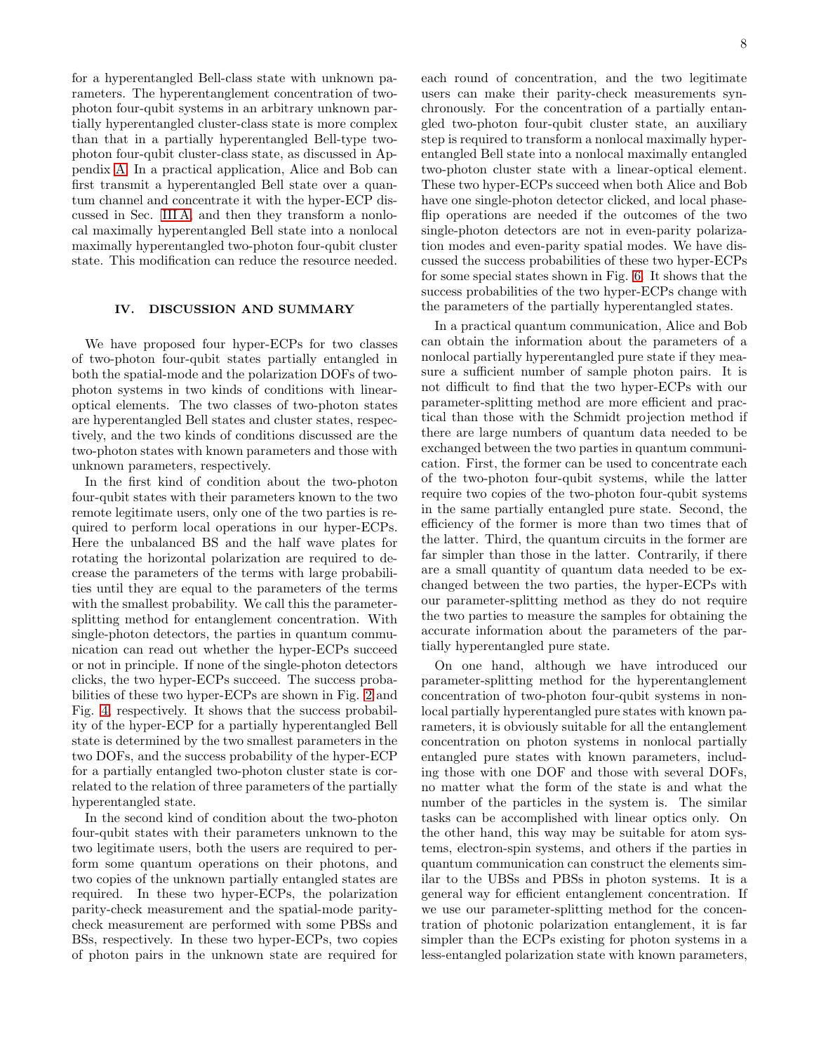for a hyperentangled Bell-class state with unknown parameters. The hyperentanglement concentration of two-photon four-qubit systems in an arbitrary unknown partially hyperentangled cluster-class state is more complex than that in a partially hyperentangled Bell-type two-photon four-qubit cluster-class state, as discussed in Appendix A. In a practical application, Alice and Bob can first transmit a hyperentangled Bell state over a quantum channel and concentrate it with the hyper-ECP discussed in Sec. III A, and then they transform a nonlocal maximally hyperentangled Bell state into a nonlocal maximally hyperentangled two-photon four-qubit cluster state. This modification can reduce the resource needed.

## IV. DISCUSSION AND SUMMARY

We have proposed four hyper-ECPs for two classes of two-photon four-qubit states partially entangled in both the spatial-mode and the polarization DOFs of two-photon systems in two kinds of conditions with linear-optical elements. The two classes of two-photon states are hyperentangled Bell states and cluster states, respectively, and the two kinds of conditions discussed are the two-photon states with known parameters and those with unknown parameters, respectively.

In the first kind of condition about the two-photon four-qubit states with their parameters known to the two remote legitimate users, only one of the two parties is required to perform local operations in our hyper-ECPs. Here the unbalanced BS and the half wave plates for rotating the horizontal polarization are required to decrease the parameters of the terms with large probabilities until they are equal to the parameters of the terms with the smallest probability. We call this the parameter-splitting method for entanglement concentration. With single-photon detectors, the parties in quantum communication can read out whether the hyper-ECPs succeed or not in principle. If none of the single-photon detectors clicks, the two hyper-ECPs succeed. The success probabilities of these two hyper-ECPs are shown in Fig. 2 and Fig. 4, respectively. It shows that the success probability of the hyper-ECP for a partially hyperentangled Bell state is determined by the two smallest parameters in the two DOFs, and the success probability of the hyper-ECP for a partially entangled two-photon cluster state is correlated to the relation of three parameters of the partially hyperentangled state.

In the second kind of condition about the two-photon four-qubit states with their parameters unknown to the two legitimate users, both the users are required to perform some quantum operations on their photons, and two copies of the unknown partially entangled states are required. In these two hyper-ECPs, the polarization parity-check measurement and the spatial-mode parity-check measurement are performed with some PBSs and BSs, respectively. In these two hyper-ECPs, two copies of photon pairs in the unknown state are required for each round of concentration, and the two legitimate users can make their parity-check measurements synchronously. For the concentration of a partially entangled two-photon four-qubit cluster state, an auxiliary step is required to transform a nonlocal maximally hyperentangled Bell state into a nonlocal maximally entangled two-photon cluster state with a linear-optical element. These two hyper-ECPs succeed when both Alice and Bob have one single-photon detector clicked, and local phase-flip operations are needed if the outcomes of the two single-photon detectors are not in even-parity polarization modes and even-parity spatial modes. We have discussed the success probabilities of these two hyper-ECPs for some special states shown in Fig. 6. It shows that the success probabilities of the two hyper-ECPs change with the parameters of the partially hyperentangled states.

In a practical quantum communication, Alice and Bob can obtain the information about the parameters of a nonlocal partially hyperentangled pure state if they measure a sufficient number of sample photon pairs. It is not difficult to find that the two hyper-ECPs with our parameter-splitting method are more efficient and practical than those with the Schmidt projection method if there are large numbers of quantum data needed to be exchanged between the two parties in quantum communication. First, the former can be used to concentrate each of the two-photon four-qubit systems, while the latter require two copies of the two-photon four-qubit systems in the same partially entangled pure state. Second, the efficiency of the former is more than two times that of the latter. Third, the quantum circuits in the former are far simpler than those in the latter. Contrarily, if there are a small quantity of quantum data needed to be exchanged between the two parties, the hyper-ECPs with our parameter-splitting method as they do not require the two parties to measure the samples for obtaining the accurate information about the parameters of the partially hyperentangled pure state.

On one hand, although we have introduced our parameter-splitting method for the hyperentanglement concentration of two-photon four-qubit systems in nonlocal partially hyperentangled pure states with known parameters, it is obviously suitable for all the entanglement concentration on photon systems in nonlocal partially entangled pure states with known parameters, including those with one DOF and those with several DOFs, no matter what the form of the state is and what the number of the particles in the system is. The similar tasks can be accomplished with linear optics only. On the other hand, this way may be suitable for atom systems, electron-spin systems, and others if the parties in quantum communication can construct the elements similar to the UBSs and PBSs in photon systems. It is a general way for efficient entanglement concentration. If we use our parameter-splitting method for the concentration of photonic polarization entanglement, it is far simpler than the ECPs existing for photon systems in a less-entangled polarization state with known parameters,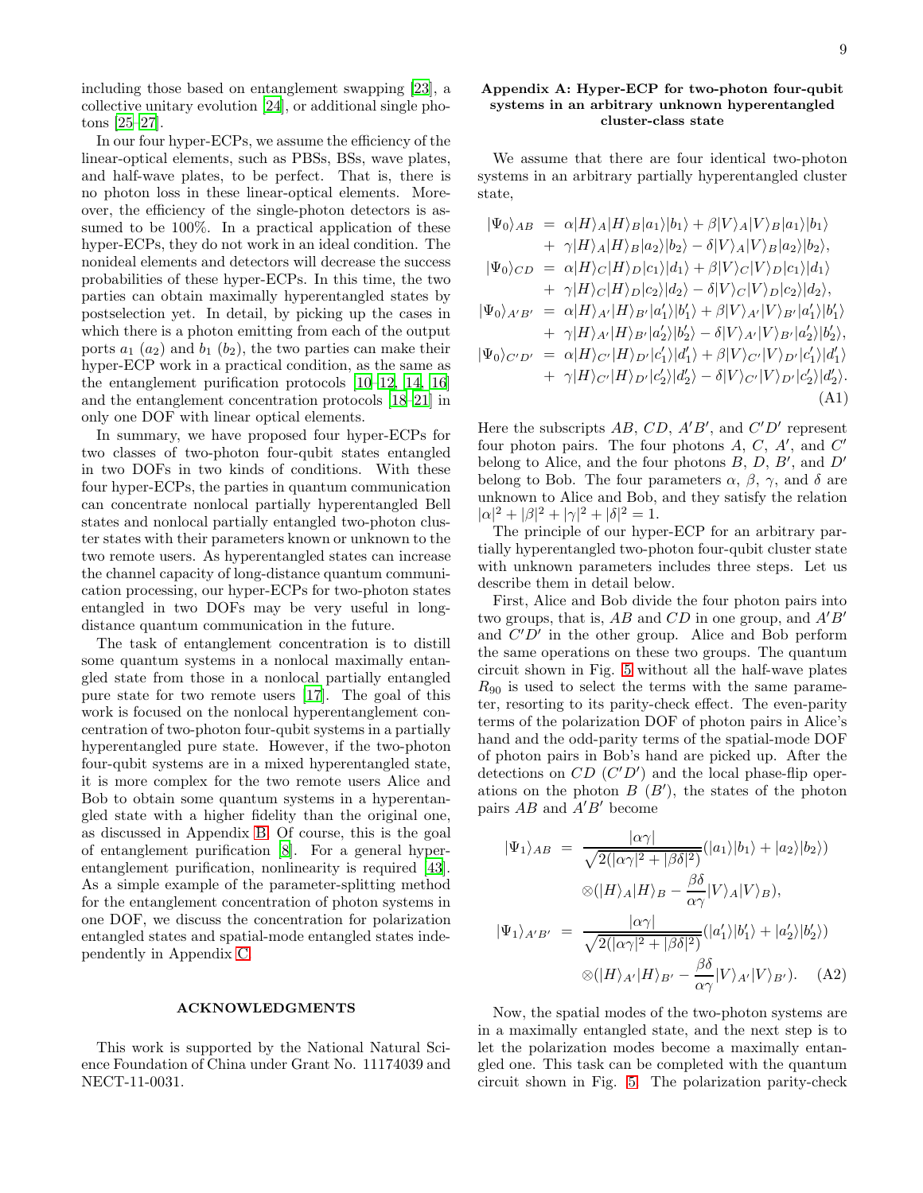including those based on entanglement swapping [23], a collective unitary evolution [24], or additional single photons [25–27].

In our four hyper-ECPs, we assume the efficiency of the linear-optical elements, such as PBSs, BSs, wave plates, and half-wave plates, to be perfect. That is, there is no photon loss in these linear-optical elements. Moreover, the efficiency of the single-photon detectors is assumed to be 100%. In a practical application of these hyper-ECPs, they do not work in an ideal condition. The nonideal elements and detectors will decrease the success probabilities of these hyper-ECPs. In this time, the two parties can obtain maximally hyperentangled states by postselection yet. In detail, by picking up the cases in which there is a photon emitting from each of the output ports $a_1$ ($a_2$) and $b_1$ ($b_2$), the two parties can make their hyper-ECP work in a practical condition, as the same as the entanglement purification protocols [10–12, 14, 16] and the entanglement concentration protocols [18–21] in only one DOF with linear optical elements.

In summary, we have proposed four hyper-ECPs for two classes of two-photon four-qubit states entangled in two DOFs in two kinds of conditions. With these four hyper-ECPs, the parties in quantum communication can concentrate nonlocal partially hyperentangled Bell states and nonlocal partially entangled two-photon cluster states with their parameters known or unknown to the two remote users. As hyperentangled states can increase the channel capacity of long-distance quantum communication processing, our hyper-ECPs for two-photon states entangled in two DOFs may be very useful in long-distance quantum communication in the future.

The task of entanglement concentration is to distill some quantum systems in a nonlocal maximally entangled state from those in a nonlocal partially entangled pure state for two remote users [17]. The goal of this work is focused on the nonlocal hyperentanglement concentration of two-photon four-qubit systems in a partially hyperentangled pure state. However, if the two-photon four-qubit systems are in a mixed hyperentangled state, it is more complex for the two remote users Alice and Bob to obtain some quantum systems in a hyperentangled state with a higher fidelity than the original one, as discussed in Appendix B. Of course, this is the goal of entanglement purification [8]. For a general hyperentanglement purification, nonlinearity is required [43]. As a simple example of the parameter-splitting method for the entanglement concentration of photon systems in one DOF, we discuss the concentration for polarization entangled states and spatial-mode entangled states independently in Appendix C.

## ACKNOWLEDGMENTS

This work is supported by the National Natural Science Foundation of China under Grant No. 11174039 and NECT-11-0031.

## Appendix A: Hyper-ECP for two-photon four-qubit systems in an arbitrary unknown hyperentangled cluster-class state

We assume that there are four identical two-photon systems in an arbitrary partially hyperentangled cluster state,

$$
\begin{aligned}
|\Psi_0\rangle_{AB} &= \alpha|H\rangle_A|H\rangle_B|a_1\rangle|b_1\rangle + \beta|V\rangle_A|V\rangle_B|a_1\rangle|b_1\rangle \\
&+ \gamma|H\rangle_A|H\rangle_B|a_2\rangle|b_2\rangle - \delta|V\rangle_A|V\rangle_B|a_2\rangle|b_2\rangle, \\
|\Psi_0\rangle_{CD} &= \alpha|H\rangle_C|H\rangle_D|c_1\rangle|d_1\rangle + \beta|V\rangle_C|V\rangle_D|c_1\rangle|d_1\rangle \\
&+ \gamma|H\rangle_C|H\rangle_D|c_2\rangle|d_2\rangle - \delta|V\rangle_C|V\rangle_D|c_2\rangle|d_2\rangle, \\
|\Psi_0\rangle_{A'B'} &= \alpha|H\rangle_{A'}|H\rangle_{B'}|a_1'\rangle|b_1'\rangle + \beta|V\rangle_{A'}|V\rangle_{B'}|a_1'\rangle|b_1'\rangle \\
&+ \gamma|H\rangle_{A'}|H\rangle_{B'}|a_2'\rangle|b_2'\rangle - \delta|V\rangle_{A'}|V\rangle_{B'}|a_2'\rangle|b_2'\rangle, \\
|\Psi_0\rangle_{C'D'} &= \alpha|H\rangle_{C'}|H\rangle_{D'}|c_1'\rangle|d_1'\rangle + \beta|V\rangle_{C'}|V\rangle_{D'}|c_1'\rangle|d_1'\rangle \\
&+ \gamma|H\rangle_{C'}|H\rangle_{D'}|c_2'\rangle|d_2'\rangle - \delta|V\rangle_{C'}|V\rangle_{D'}|c_2'\rangle|d_2'\rangle.
\end{aligned}
\tag{A1}
$$

Here the subscripts $AB$, $CD$, $A'B'$, and $C'D'$ represent four photon pairs. The four photons $A$, $C$, $A'$, and $C'$ belong to Alice, and the four photons $B$, $D$, $B'$, and $D'$ belong to Bob. The four parameters $\alpha$, $\beta$, $\gamma$, and $\delta$ are unknown to Alice and Bob, and they satisfy the relation $|\alpha|^2 + |\beta|^2 + |\gamma|^2 + |\delta|^2 = 1$.

The principle of our hyper-ECP for an arbitrary partially hyperentangled two-photon four-qubit cluster state with unknown parameters includes three steps. Let us describe them in detail below.

First, Alice and Bob divide the four photon pairs into two groups, that is, $AB$ and $CD$ in one group, and $A'B'$ and $C'D'$ in the other group. Alice and Bob perform the same operations on these two groups. The quantum circuit shown in Fig. 5 without all the half-wave plates $R_{90}$ is used to select the terms with the same parameter, resorting to its parity-check effect. The even-parity terms of the polarization DOF of photon pairs in Alice's hand and the odd-parity terms of the spatial-mode DOF of photon pairs in Bob's hand are picked up. After the detections on $CD$ ($C'D'$) and the local phase-flip operations on the photon $B$ ($B'$), the states of the photon pairs $AB$ and $A'B'$ become

$$
\begin{aligned}
|\Psi_1\rangle_{AB} &= \frac{|\alpha\gamma|}{\sqrt{2(|\alpha\gamma|^2 + |\beta\delta|^2)}}(|a_1\rangle|b_1\rangle + |a_2\rangle|b_2\rangle) \\
&\otimes(|H\rangle_A|H\rangle_B - \frac{\beta\delta}{\alpha\gamma}|V\rangle_A|V\rangle_B), \\
|\Psi_1\rangle_{A'B'} &= \frac{|\alpha\gamma|}{\sqrt{2(|\alpha\gamma|^2 + |\beta\delta|^2)}}(|a_1'\rangle|b_1'\rangle + |a_2'\rangle|b_2'\rangle) \\
&\otimes(|H\rangle_{A'}|H\rangle_{B'} - \frac{\beta\delta}{\alpha\gamma}|V\rangle_{A'}|V\rangle_{B'}).
\end{aligned}
\tag{A2}
$$

Now, the spatial modes of the two-photon systems are in a maximally entangled state, and the next step is to let the polarization modes become a maximally entangled one. This task can be completed with the quantum circuit shown in Fig. 5. The polarization parity-check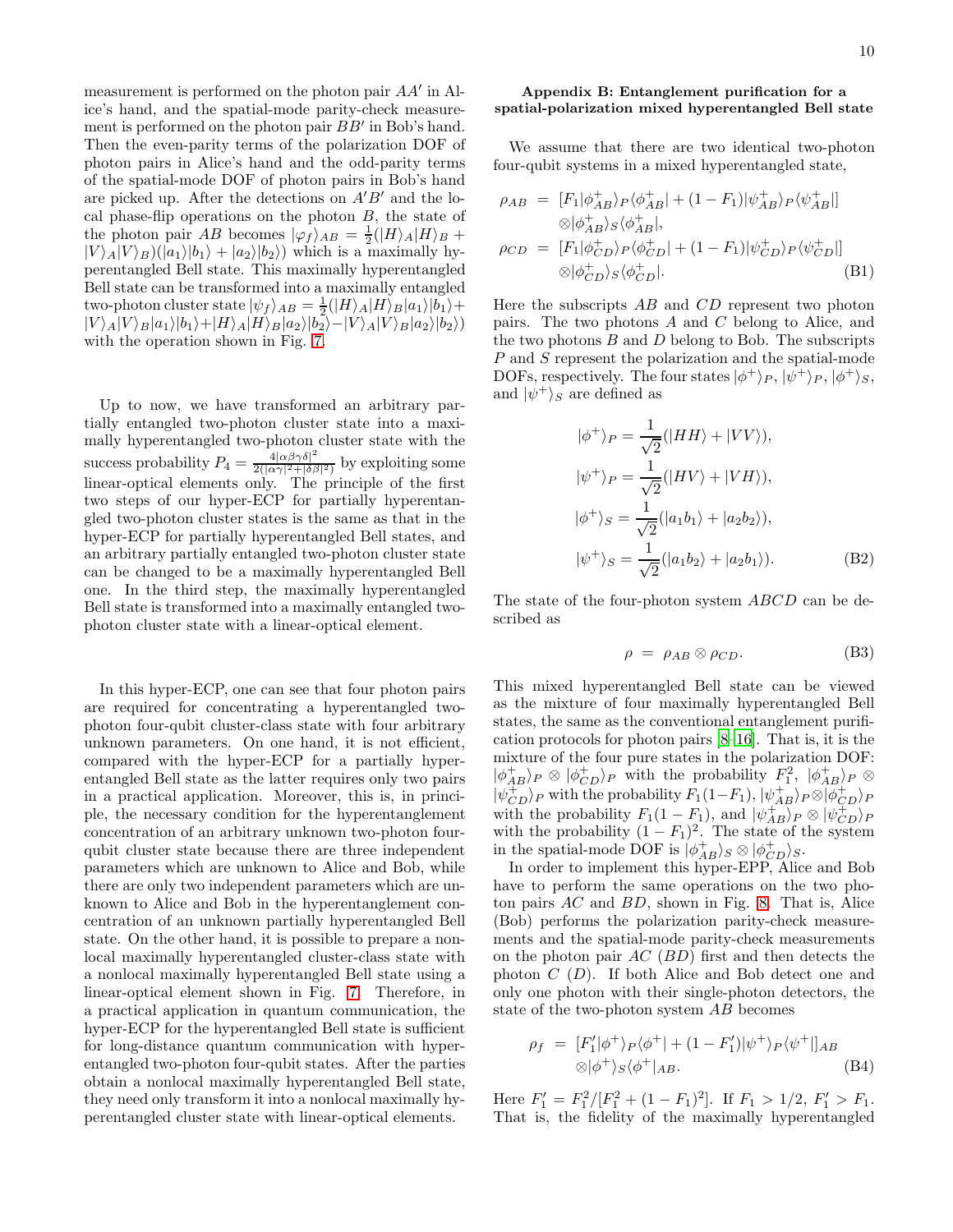measurement is performed on the photon pair $AA'$ in Alice's hand, and the spatial-mode parity-check measurement is performed on the photon pair $BB'$ in Bob's hand. Then the even-parity terms of the polarization DOF of photon pairs in Alice's hand and the odd-parity terms of the spatial-mode DOF of photon pairs in Bob's hand are picked up. After the detections on $A'B'$ and the local phase-flip operations on the photon $B$, the state of the photon pair $AB$ becomes $|\varphi_f\rangle_{AB} = \frac{1}{2}(|H\rangle_A|H\rangle_B + |V\rangle_A|V\rangle_B)(|a_1\rangle|b_1\rangle + |a_2\rangle|b_2\rangle)$ which is a maximally hyperentangled Bell state. This maximally hyperentangled Bell state can be transformed into a maximally entangled two-photon cluster state $|\psi_f\rangle_{AB} = \frac{1}{2}(|H\rangle_A|H\rangle_B|a_1\rangle|b_1\rangle + |V\rangle_A|V\rangle_B|a_1\rangle|b_1\rangle + |H\rangle_A|H\rangle_B|a_2\rangle|b_2\rangle - |V\rangle_A|V\rangle_B|a_2\rangle|b_2\rangle)$ with the operation shown in Fig. 7.

Up to now, we have transformed an arbitrary partially entangled two-photon cluster state into a maximally hyperentangled two-photon cluster state with the success probability $P_4 = \frac{4|\alpha\beta\gamma\delta|^2}{2(|\alpha\gamma|^2+|\delta\beta|^2)}$ by exploiting some linear-optical elements only. The principle of the first two steps of our hyper-ECP for partially hyperentangled two-photon cluster states is the same as that in the hyper-ECP for partially hyperentangled Bell states, and an arbitrary partially entangled two-photon cluster state can be changed to be a maximally hyperentangled Bell one. In the third step, the maximally hyperentangled Bell state is transformed into a maximally entangled two-photon cluster state with a linear-optical element.

In this hyper-ECP, one can see that four photon pairs are required for concentrating a hyperentangled two-photon four-qubit cluster-class state with four arbitrary unknown parameters. On one hand, it is not efficient, compared with the hyper-ECP for a partially hyperentangled Bell state as the latter requires only two pairs in a practical application. Moreover, this is, in principle, the necessary condition for the hyperentanglement concentration of an arbitrary unknown two-photon four-qubit cluster state because there are three independent parameters which are unknown to Alice and Bob, while there are only two independent parameters which are unknown to Alice and Bob in the hyperentanglement concentration of an unknown partially hyperentangled Bell state. On the other hand, it is possible to prepare a nonlocal maximally hyperentangled cluster-class state with a nonlocal maximally hyperentangled Bell state using a linear-optical element shown in Fig. 7. Therefore, in a practical application in quantum communication, the hyper-ECP for the hyperentangled Bell state is sufficient for long-distance quantum communication with hyperentangled two-photon four-qubit states. After the parties obtain a nonlocal maximally hyperentangled Bell state, they need only transform it into a nonlocal maximally hyperentangled cluster state with linear-optical elements.

## Appendix B: Entanglement purification for a spatial-polarization mixed hyperentangled Bell state

We assume that there are two identical two-photon four-qubit systems in a mixed hyperentangled state,

$$
\begin{aligned}
\rho_{AB} &= [F_1|\phi^+_{AB}\rangle_P\langle\phi^+_{AB}| + (1-F_1)|\psi^+_{AB}\rangle_P\langle\psi^+_{AB}|] \\
&\quad \otimes|\phi^+_{AB}\rangle_S\langle\phi^+_{AB}|, \\
\rho_{CD} &= [F_1|\phi^+_{CD}\rangle_P\langle\phi^+_{CD}| + (1-F_1)|\psi^+_{CD}\rangle_P\langle\psi^+_{CD}|] \\
&\quad \otimes|\phi^+_{CD}\rangle_S\langle\phi^+_{CD}|. \qquad \text{(B1)}
\end{aligned}
$$

Here the subscripts $AB$ and $CD$ represent two photon pairs. The two photons $A$ and $C$ belong to Alice, and the two photons $B$ and $D$ belong to Bob. The subscripts $P$ and $S$ represent the polarization and the spatial-mode DOFs, respectively. The four states $|\phi^+\rangle_P$, $|\psi^+\rangle_P$, $|\phi^+\rangle_S$, and $|\psi^+\rangle_S$ are defined as

$$
\begin{aligned}
|\phi^+\rangle_P &= \frac{1}{\sqrt{2}}(|HH\rangle + |VV\rangle), \\
|\psi^+\rangle_P &= \frac{1}{\sqrt{2}}(|HV\rangle + |VH\rangle), \\
|\phi^+\rangle_S &= \frac{1}{\sqrt{2}}(|a_1b_1\rangle + |a_2b_2\rangle), \\
|\psi^+\rangle_S &= \frac{1}{\sqrt{2}}(|a_1b_2\rangle + |a_2b_1\rangle). \qquad \text{(B2)}
\end{aligned}
$$

The state of the four-photon system $ABCD$ can be described as

$$
\rho \;=\; \rho_{AB}\otimes\rho_{CD}. \qquad \text{(B3)}
$$

This mixed hyperentangled Bell state can be viewed as the mixture of four maximally hyperentangled Bell states, the same as the conventional entanglement purification protocols for photon pairs [8–16]. That is, it is the mixture of the four pure states in the polarization DOF: $|\phi^+_{AB}\rangle_P \otimes |\phi^+_{CD}\rangle_P$ with the probability $F_1^2$, $|\phi^+_{AB}\rangle_P \otimes |\psi^+_{CD}\rangle_P$ with the probability $F_1(1-F_1)$, $|\psi^+_{AB}\rangle_P\otimes|\phi^+_{CD}\rangle_P$ with the probability $F_1(1-F_1)$, and $|\psi^+_{AB}\rangle_P \otimes |\psi^+_{CD}\rangle_P$ with the probability $(1-F_1)^2$. The state of the system in the spatial-mode DOF is $|\phi^+_{AB}\rangle_S \otimes |\phi^+_{CD}\rangle_S$.

In order to implement this hyper-EPP, Alice and Bob have to perform the same operations on the two photon pairs $AC$ and $BD$, shown in Fig. 8. That is, Alice (Bob) performs the polarization parity-check measurements and the spatial-mode parity-check measurements on the photon pair $AC$ ($BD$) first and then detects the photon $C$ ($D$). If both Alice and Bob detect one and only one photon with their single-photon detectors, the state of the two-photon system $AB$ becomes

$$
\begin{aligned}
\rho_f &= [F_1'|\phi^+\rangle_P\langle\phi^+| + (1-F_1')|\psi^+\rangle_P\langle\psi^+|]_{AB} \\
&\quad \otimes|\phi^+\rangle_S\langle\phi^+|_{AB}. \qquad \text{(B4)}
\end{aligned}
$$

Here $F_1' = F_1^2/[F_1^2 + (1-F_1)^2]$. If $F_1 > 1/2$, $F_1' > F_1$. That is, the fidelity of the maximally hyperentangled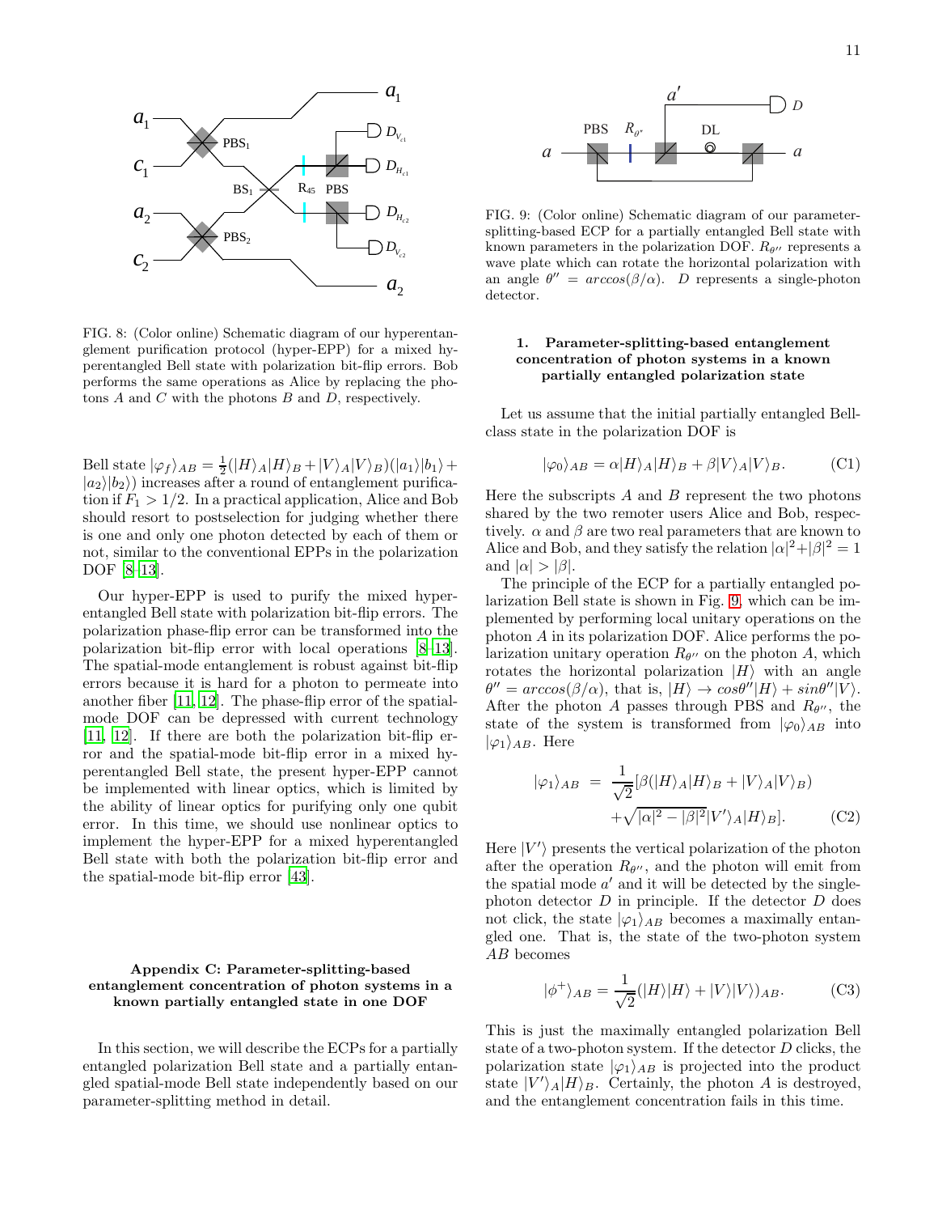FIG. 8: (Color online) Schematic diagram of our hyperentanglement purification protocol (hyper-EPP) for a mixed hyperentangled Bell state with polarization bit-flip errors. Bob performs the same operations as Alice by replacing the photons $A$ and $C$ with the photons $B$ and $D$, respectively.

Bell state $|\varphi_f\rangle_{AB} = \frac{1}{2}(|H\rangle_A|H\rangle_B + |V\rangle_A|V\rangle_B)(|a_1\rangle|b_1\rangle + |a_2\rangle|b_2\rangle)$ increases after a round of entanglement purification if $F_1 > 1/2$. In a practical application, Alice and Bob should resort to postselection for judging whether there is one and only one photon detected by each of them or not, similar to the conventional EPPs in the polarization DOF [8–13].

Our hyper-EPP is used to purify the mixed hyperentangled Bell state with polarization bit-flip errors. The polarization phase-flip error can be transformed into the polarization bit-flip error with local operations [8–13]. The spatial-mode entanglement is robust against bit-flip errors because it is hard for a photon to permeate into another fiber [11, 12]. The phase-flip error of the spatial-mode DOF can be depressed with current technology [11, 12]. If there are both the polarization bit-flip error and the spatial-mode bit-flip error in a mixed hyperentangled Bell state, the present hyper-EPP cannot be implemented with linear optics, which is limited by the ability of linear optics for purifying only one qubit error. In this time, we should use nonlinear optics to implement the hyper-EPP for a mixed hyperentangled Bell state with both the polarization bit-flip error and the spatial-mode bit-flip error [43].

### Appendix C: Parameter-splitting-based entanglement concentration of photon systems in a known partially entangled state in one DOF

In this section, we will describe the ECPs for a partially entangled polarization Bell state and a partially entangled spatial-mode Bell state independently based on our parameter-splitting method in detail.

FIG. 9: (Color online) Schematic diagram of our parameter-splitting-based ECP for a partially entangled Bell state with known parameters in the polarization DOF. $R_{\theta''}$ represents a wave plate which can rotate the horizontal polarization with an angle $\theta'' = arccos(\beta/\alpha)$. $D$ represents a single-photon detector.

#### 1. Parameter-splitting-based entanglement concentration of photon systems in a known partially entangled polarization state

Let us assume that the initial partially entangled Bell-class state in the polarization DOF is

$$|\varphi_0\rangle_{AB} = \alpha|H\rangle_A|H\rangle_B + \beta|V\rangle_A|V\rangle_B. \tag{C1}$$

Here the subscripts $A$ and $B$ represent the two photons shared by the two remoter users Alice and Bob, respectively. $\alpha$ and $\beta$ are two real parameters that are known to Alice and Bob, and they satisfy the relation $|\alpha|^2+|\beta|^2 = 1$ and $|\alpha| > |\beta|$.

The principle of the ECP for a partially entangled polarization Bell state is shown in Fig. 9, which can be implemented by performing local unitary operations on the photon $A$ in its polarization DOF. Alice performs the polarization unitary operation $R_{\theta''}$ on the photon $A$, which rotates the horizontal polarization $|H\rangle$ with an angle $\theta'' = arccos(\beta/\alpha)$, that is, $|H\rangle \to cos\theta''|H\rangle + sin\theta''|V\rangle$. After the photon $A$ passes through PBS and $R_{\theta''}$, the state of the system is transformed from $|\varphi_0\rangle_{AB}$ into $|\varphi_1\rangle_{AB}$. Here

$$|\varphi_1\rangle_{AB} = \frac{1}{\sqrt{2}}[\beta(|H\rangle_A|H\rangle_B + |V\rangle_A|V\rangle_B) + \sqrt{|\alpha|^2 - |\beta|^2}|V'\rangle_A|H\rangle_B]. \tag{C2}$$

Here $|V'\rangle$ presents the vertical polarization of the photon after the operation $R_{\theta''}$, and the photon will emit from the spatial mode $a'$ and it will be detected by the single-photon detector $D$ in principle. If the detector $D$ does not click, the state $|\varphi_1\rangle_{AB}$ becomes a maximally entangled one. That is, the state of the two-photon system $AB$ becomes

$$|\phi^+\rangle_{AB} = \frac{1}{\sqrt{2}}(|H\rangle|H\rangle + |V\rangle|V\rangle)_{AB}. \tag{C3}$$

This is just the maximally entangled polarization Bell state of a two-photon system. If the detector $D$ clicks, the polarization state $|\varphi_1\rangle_{AB}$ is projected into the product state $|V'\rangle_A|H\rangle_B$. Certainly, the photon $A$ is destroyed, and the entanglement concentration fails in this time.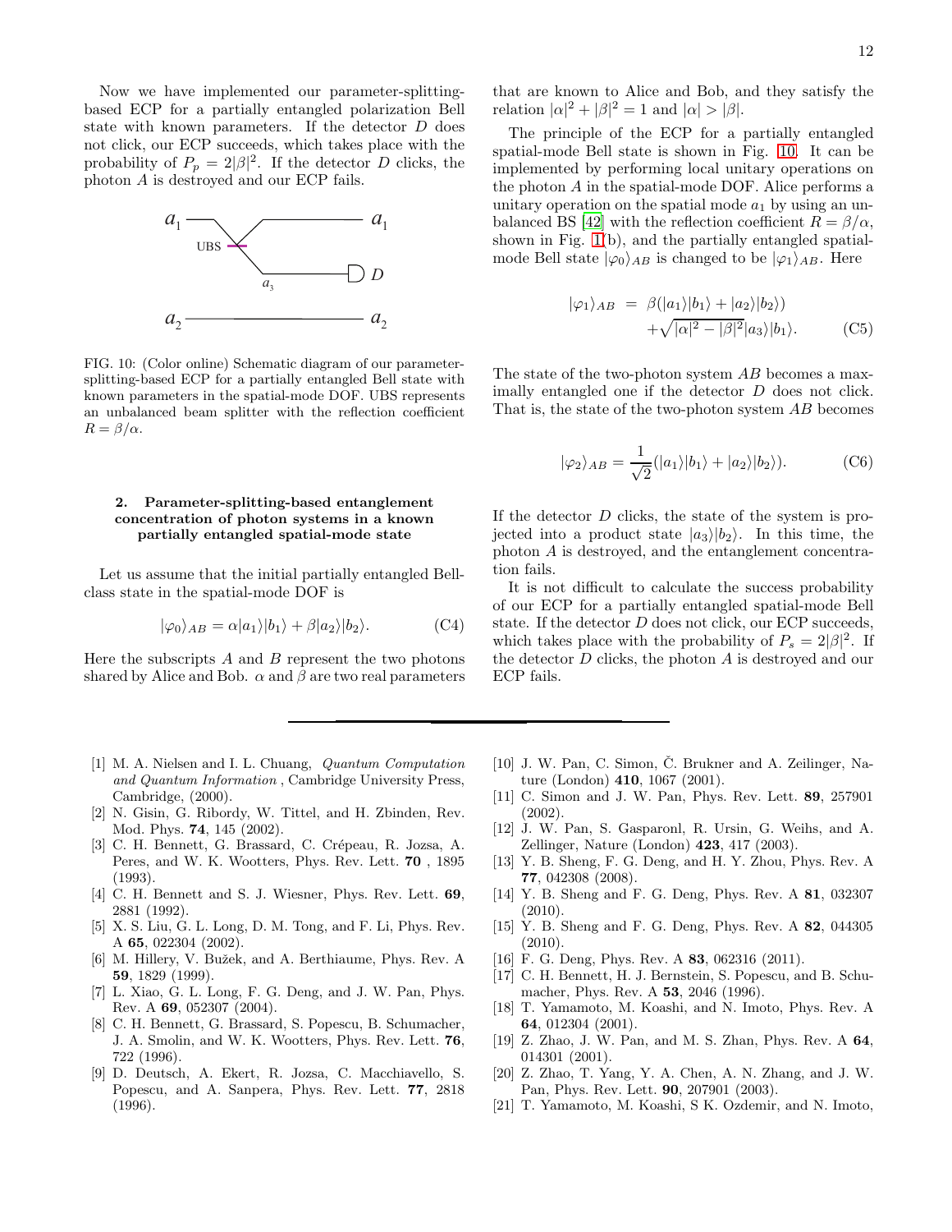Now we have implemented our parameter-splitting-based ECP for a partially entangled polarization Bell state with known parameters. If the detector $D$ does not click, our ECP succeeds, which takes place with the probability of $P_p = 2|\beta|^2$. If the detector $D$ clicks, the photon $A$ is destroyed and our ECP fails.

FIG. 10: (Color online) Schematic diagram of our parameter-splitting-based ECP for a partially entangled Bell state with known parameters in the spatial-mode DOF. UBS represents an unbalanced beam splitter with the reflection coefficient $R = \beta/\alpha$.

### 2. Parameter-splitting-based entanglement concentration of photon systems in a known partially entangled spatial-mode state

Let us assume that the initial partially entangled Bell-class state in the spatial-mode DOF is

$$|\varphi_0\rangle_{AB} = \alpha|a_1\rangle|b_1\rangle + \beta|a_2\rangle|b_2\rangle. \tag{C4}$$

Here the subscripts $A$ and $B$ represent the two photons shared by Alice and Bob. $\alpha$ and $\beta$ are two real parameters that are known to Alice and Bob, and they satisfy the relation $|\alpha|^2 + |\beta|^2 = 1$ and $|\alpha| > |\beta|$.

The principle of the ECP for a partially entangled spatial-mode Bell state is shown in Fig. 10. It can be implemented by performing local unitary operations on the photon $A$ in the spatial-mode DOF. Alice performs a unitary operation on the spatial mode $a_1$ by using an unbalanced BS [42] with the reflection coefficient $R = \beta/\alpha$, shown in Fig. 1(b), and the partially entangled spatial-mode Bell state $|\varphi_0\rangle_{AB}$ is changed to be $|\varphi_1\rangle_{AB}$. Here

$$\begin{aligned}|\varphi_1\rangle_{AB} &= \beta(|a_1\rangle|b_1\rangle + |a_2\rangle|b_2\rangle) \\ &\quad + \sqrt{|\alpha|^2 - |\beta|^2}|a_3\rangle|b_1\rangle.\end{aligned} \tag{C5}$$

The state of the two-photon system $AB$ becomes a maximally entangled one if the detector $D$ does not click. That is, the state of the two-photon system $AB$ becomes

$$|\varphi_2\rangle_{AB} = \frac{1}{\sqrt{2}}(|a_1\rangle|b_1\rangle + |a_2\rangle|b_2\rangle). \tag{C6}$$

If the detector $D$ clicks, the state of the system is projected into a product state $|a_3\rangle|b_2\rangle$. In this time, the photon $A$ is destroyed, and the entanglement concentration fails.

It is not difficult to calculate the success probability of our ECP for a partially entangled spatial-mode Bell state. If the detector $D$ does not click, our ECP succeeds, which takes place with the probability of $P_s = 2|\beta|^2$. If the detector $D$ clicks, the photon $A$ is destroyed and our ECP fails.

---

[1] M. A. Nielsen and I. L. Chuang, *Quantum Computation and Quantum Information* , Cambridge University Press, Cambridge, (2000).
[2] N. Gisin, G. Ribordy, W. Tittel, and H. Zbinden, Rev. Mod. Phys. **74**, 145 (2002).
[3] C. H. Bennett, G. Brassard, C. Crépeau, R. Jozsa, A. Peres, and W. K. Wootters, Phys. Rev. Lett. **70** , 1895 (1993).
[4] C. H. Bennett and S. J. Wiesner, Phys. Rev. Lett. **69**, 2881 (1992).
[5] X. S. Liu, G. L. Long, D. M. Tong, and F. Li, Phys. Rev. A **65**, 022304 (2002).
[6] M. Hillery, V. Bužek, and A. Berthiaume, Phys. Rev. A **59**, 1829 (1999).
[7] L. Xiao, G. L. Long, F. G. Deng, and J. W. Pan, Phys. Rev. A **69**, 052307 (2004).
[8] C. H. Bennett, G. Brassard, S. Popescu, B. Schumacher, J. A. Smolin, and W. K. Wootters, Phys. Rev. Lett. **76**, 722 (1996).
[9] D. Deutsch, A. Ekert, R. Jozsa, C. Macchiavello, S. Popescu, and A. Sanpera, Phys. Rev. Lett. **77**, 2818 (1996).
[10] J. W. Pan, C. Simon, Č. Brukner and A. Zeilinger, Nature (London) **410**, 1067 (2001).
[11] C. Simon and J. W. Pan, Phys. Rev. Lett. **89**, 257901 (2002).
[12] J. W. Pan, S. Gasparonl, R. Ursin, G. Weihs, and A. Zellinger, Nature (London) **423**, 417 (2003).
[13] Y. B. Sheng, F. G. Deng, and H. Y. Zhou, Phys. Rev. A **77**, 042308 (2008).
[14] Y. B. Sheng and F. G. Deng, Phys. Rev. A **81**, 032307 (2010).
[15] Y. B. Sheng and F. G. Deng, Phys. Rev. A **82**, 044305 (2010).
[16] F. G. Deng, Phys. Rev. A **83**, 062316 (2011).
[17] C. H. Bennett, H. J. Bernstein, S. Popescu, and B. Schumacher, Phys. Rev. A **53**, 2046 (1996).
[18] T. Yamamoto, M. Koashi, and N. Imoto, Phys. Rev. A **64**, 012304 (2001).
[19] Z. Zhao, J. W. Pan, and M. S. Zhan, Phys. Rev. A **64**, 014301 (2001).
[20] Z. Zhao, T. Yang, Y. A. Chen, A. N. Zhang, and J. W. Pan, Phys. Rev. Lett. **90**, 207901 (2003).
[21] T. Yamamoto, M. Koashi, S K. Ozdemir, and N. Imoto,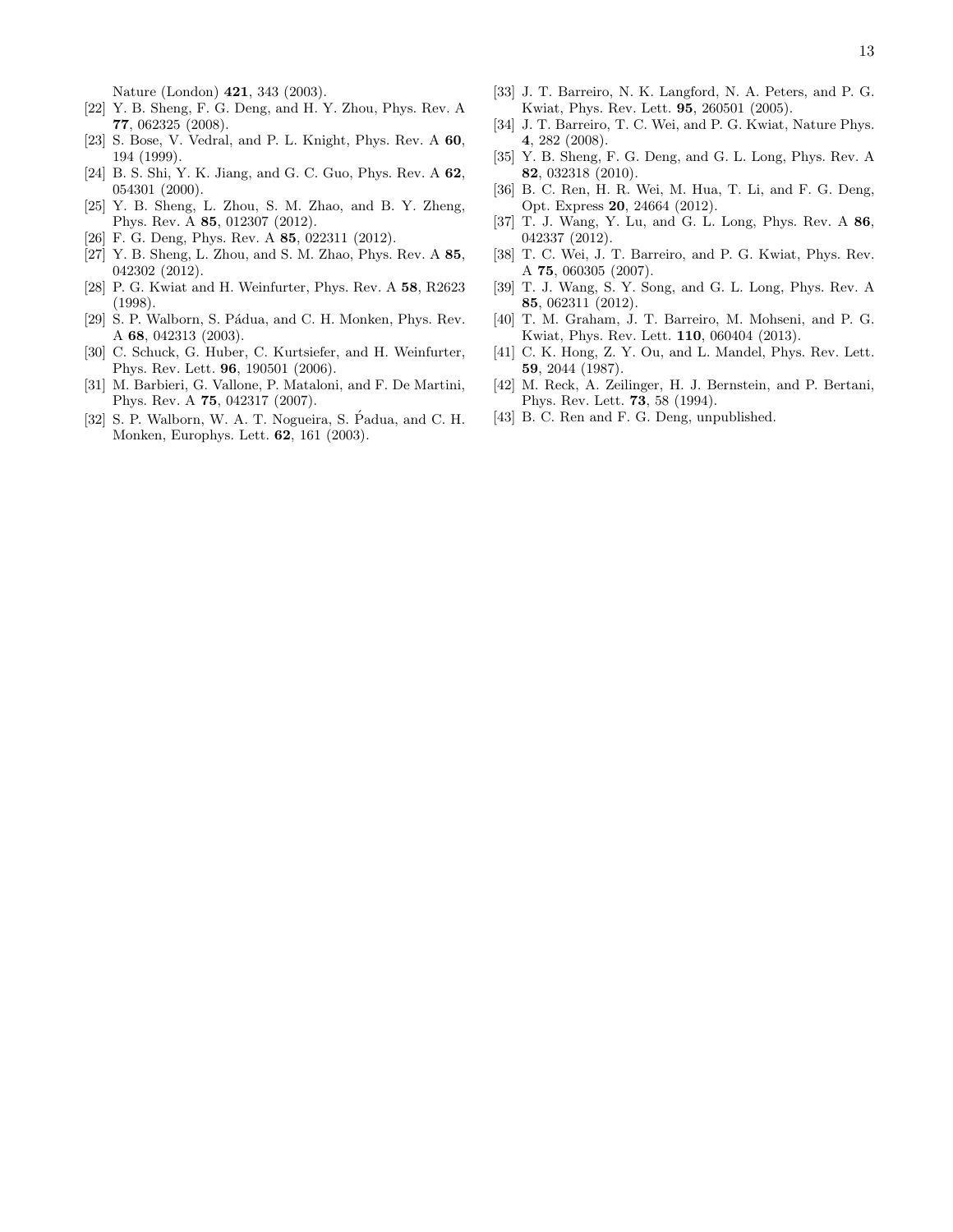Nature (London) **421**, 343 (2003).

[22] Y. B. Sheng, F. G. Deng, and H. Y. Zhou, Phys. Rev. A **77**, 062325 (2008).

[23] S. Bose, V. Vedral, and P. L. Knight, Phys. Rev. A **60**, 194 (1999).

[24] B. S. Shi, Y. K. Jiang, and G. C. Guo, Phys. Rev. A **62**, 054301 (2000).

[25] Y. B. Sheng, L. Zhou, S. M. Zhao, and B. Y. Zheng, Phys. Rev. A **85**, 012307 (2012).

[26] F. G. Deng, Phys. Rev. A **85**, 022311 (2012).

[27] Y. B. Sheng, L. Zhou, and S. M. Zhao, Phys. Rev. A **85**, 042302 (2012).

[28] P. G. Kwiat and H. Weinfurter, Phys. Rev. A **58**, R2623 (1998).

[29] S. P. Walborn, S. Pádua, and C. H. Monken, Phys. Rev. A **68**, 042313 (2003).

[30] C. Schuck, G. Huber, C. Kurtsiefer, and H. Weinfurter, Phys. Rev. Lett. **96**, 190501 (2006).

[31] M. Barbieri, G. Vallone, P. Mataloni, and F. De Martini, Phys. Rev. A **75**, 042317 (2007).

[32] S. P. Walborn, W. A. T. Nogueira, S. Ṕadua, and C. H. Monken, Europhys. Lett. **62**, 161 (2003).

[33] J. T. Barreiro, N. K. Langford, N. A. Peters, and P. G. Kwiat, Phys. Rev. Lett. **95**, 260501 (2005).

[34] J. T. Barreiro, T. C. Wei, and P. G. Kwiat, Nature Phys. **4**, 282 (2008).

[35] Y. B. Sheng, F. G. Deng, and G. L. Long, Phys. Rev. A **82**, 032318 (2010).

[36] B. C. Ren, H. R. Wei, M. Hua, T. Li, and F. G. Deng, Opt. Express **20**, 24664 (2012).

[37] T. J. Wang, Y. Lu, and G. L. Long, Phys. Rev. A **86**, 042337 (2012).

[38] T. C. Wei, J. T. Barreiro, and P. G. Kwiat, Phys. Rev. A **75**, 060305 (2007).

[39] T. J. Wang, S. Y. Song, and G. L. Long, Phys. Rev. A **85**, 062311 (2012).

[40] T. M. Graham, J. T. Barreiro, M. Mohseni, and P. G. Kwiat, Phys. Rev. Lett. **110**, 060404 (2013).

[41] C. K. Hong, Z. Y. Ou, and L. Mandel, Phys. Rev. Lett. **59**, 2044 (1987).

[42] M. Reck, A. Zeilinger, H. J. Bernstein, and P. Bertani, Phys. Rev. Lett. **73**, 58 (1994).

[43] B. C. Ren and F. G. Deng, unpublished.